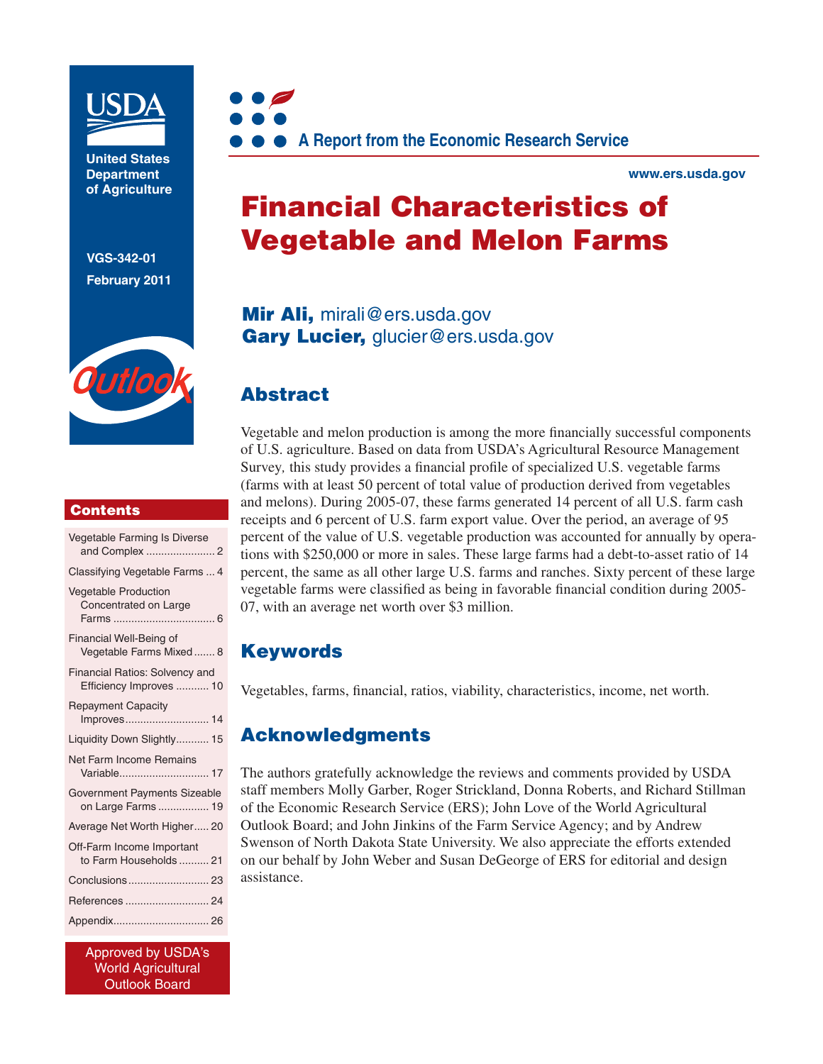USDA

United States Department of Agriculture

VGS-342-01

February 2011

Outlook

A Report from the Economic Research Service

www.ers.usda.gov

# Financial Characteristics of Vegetable and Melon Farms

**Mir Ali,** mirali@ers.usda.gov
**Gary Lucier,** glucier@ers.usda.gov

## Abstract

Vegetable and melon production is among the more financially successful components of U.S. agriculture. Based on data from USDA's Agricultural Resource Management Survey, this study provides a financial profile of specialized U.S. vegetable farms (farms with at least 50 percent of total value of production derived from vegetables and melons). During 2005-07, these farms generated 14 percent of all U.S. farm cash receipts and 6 percent of U.S. farm export value. Over the period, an average of 95 percent of the value of U.S. vegetable production was accounted for annually by operations with $250,000 or more in sales. These large farms had a debt-to-asset ratio of 14 percent, the same as all other large U.S. farms and ranches. Sixty percent of these large vegetable farms were classified as being in favorable financial condition during 2005-07, with an average net worth over $3 million.

## Keywords

Vegetables, farms, financial, ratios, viability, characteristics, income, net worth.

## Acknowledgments

The authors gratefully acknowledge the reviews and comments provided by USDA staff members Molly Garber, Roger Strickland, Donna Roberts, and Richard Stillman of the Economic Research Service (ERS); John Love of the World Agricultural Outlook Board; and John Jinkins of the Farm Service Agency; and by Andrew Swenson of North Dakota State University. We also appreciate the efforts extended on our behalf by John Weber and Susan DeGeorge of ERS for editorial and design assistance.

## Contents

- Vegetable Farming Is Diverse and Complex ... 2
- Classifying Vegetable Farms ... 4
- Vegetable Production Concentrated on Large Farms ... 6
- Financial Well-Being of Vegetable Farms Mixed ... 8
- Financial Ratios: Solvency and Efficiency Improves ... 10
- Repayment Capacity Improves ... 14
- Liquidity Down Slightly ... 15
- Net Farm Income Remains Variable ... 17
- Government Payments Sizeable on Large Farms ... 19
- Average Net Worth Higher ... 20
- Off-Farm Income Important to Farm Households ... 21
- Conclusions ... 23
- References ... 24
- Appendix ... 26

Approved by USDA's World Agricultural Outlook Board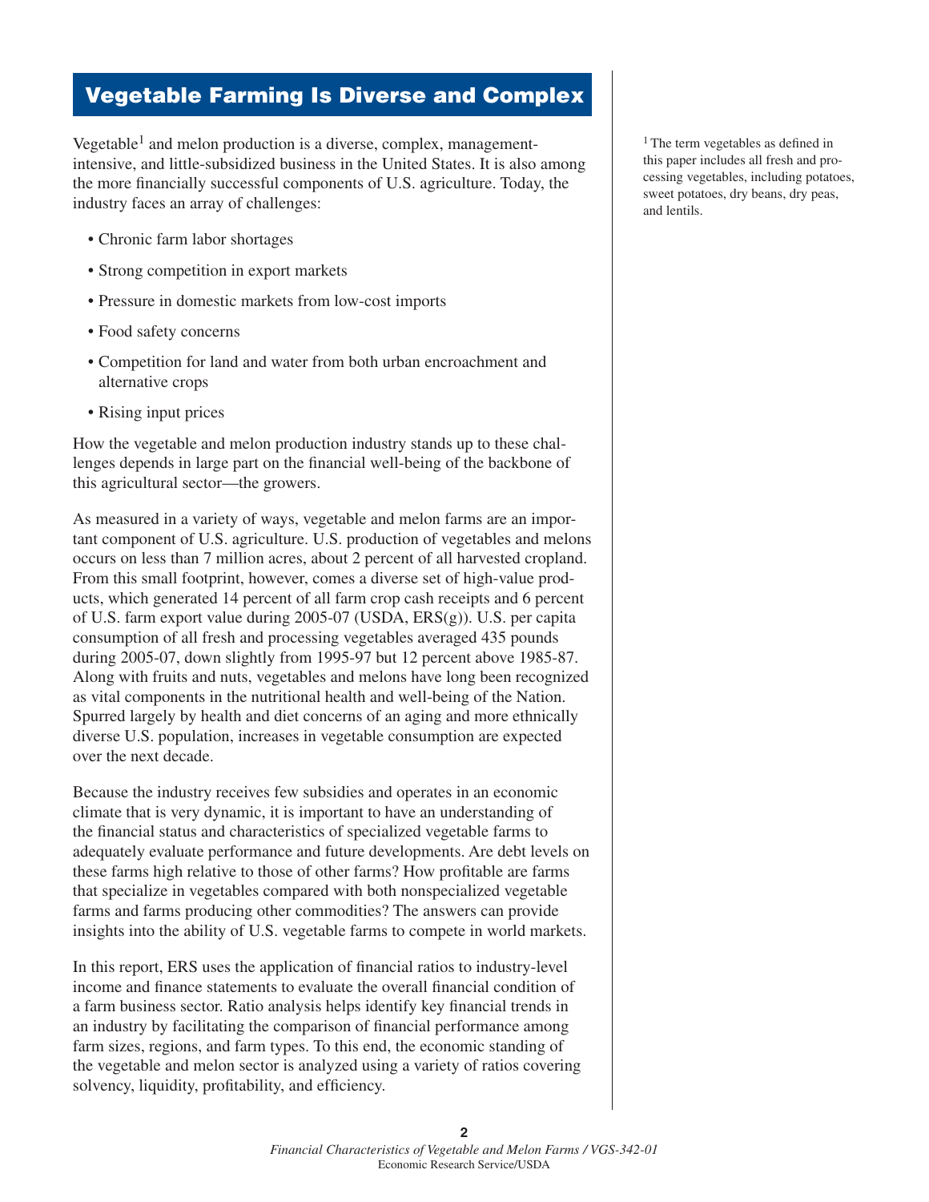# Vegetable Farming Is Diverse and Complex

Vegetable[1] and melon production is a diverse, complex, management-intensive, and little-subsidized business in the United States. It is also among the more financially successful components of U.S. agriculture. Today, the industry faces an array of challenges:

- Chronic farm labor shortages
- Strong competition in export markets
- Pressure in domestic markets from low-cost imports
- Food safety concerns
- Competition for land and water from both urban encroachment and alternative crops
- Rising input prices

How the vegetable and melon production industry stands up to these challenges depends in large part on the financial well-being of the backbone of this agricultural sector—the growers.

As measured in a variety of ways, vegetable and melon farms are an important component of U.S. agriculture. U.S. production of vegetables and melons occurs on less than 7 million acres, about 2 percent of all harvested cropland. From this small footprint, however, comes a diverse set of high-value products, which generated 14 percent of all farm crop cash receipts and 6 percent of U.S. farm export value during 2005-07 (USDA, ERS(g)). U.S. per capita consumption of all fresh and processing vegetables averaged 435 pounds during 2005-07, down slightly from 1995-97 but 12 percent above 1985-87. Along with fruits and nuts, vegetables and melons have long been recognized as vital components in the nutritional health and well-being of the Nation. Spurred largely by health and diet concerns of an aging and more ethnically diverse U.S. population, increases in vegetable consumption are expected over the next decade.

Because the industry receives few subsidies and operates in an economic climate that is very dynamic, it is important to have an understanding of the financial status and characteristics of specialized vegetable farms to adequately evaluate performance and future developments. Are debt levels on these farms high relative to those of other farms? How profitable are farms that specialize in vegetables compared with both nonspecialized vegetable farms and farms producing other commodities? The answers can provide insights into the ability of U.S. vegetable farms to compete in world markets.

In this report, ERS uses the application of financial ratios to industry-level income and finance statements to evaluate the overall financial condition of a farm business sector. Ratio analysis helps identify key financial trends in an industry by facilitating the comparison of financial performance among farm sizes, regions, and farm types. To this end, the economic standing of the vegetable and melon sector is analyzed using a variety of ratios covering solvency, liquidity, profitability, and efficiency.

[1] The term vegetables as defined in this paper includes all fresh and processing vegetables, including potatoes, sweet potatoes, dry beans, dry peas, and lentils.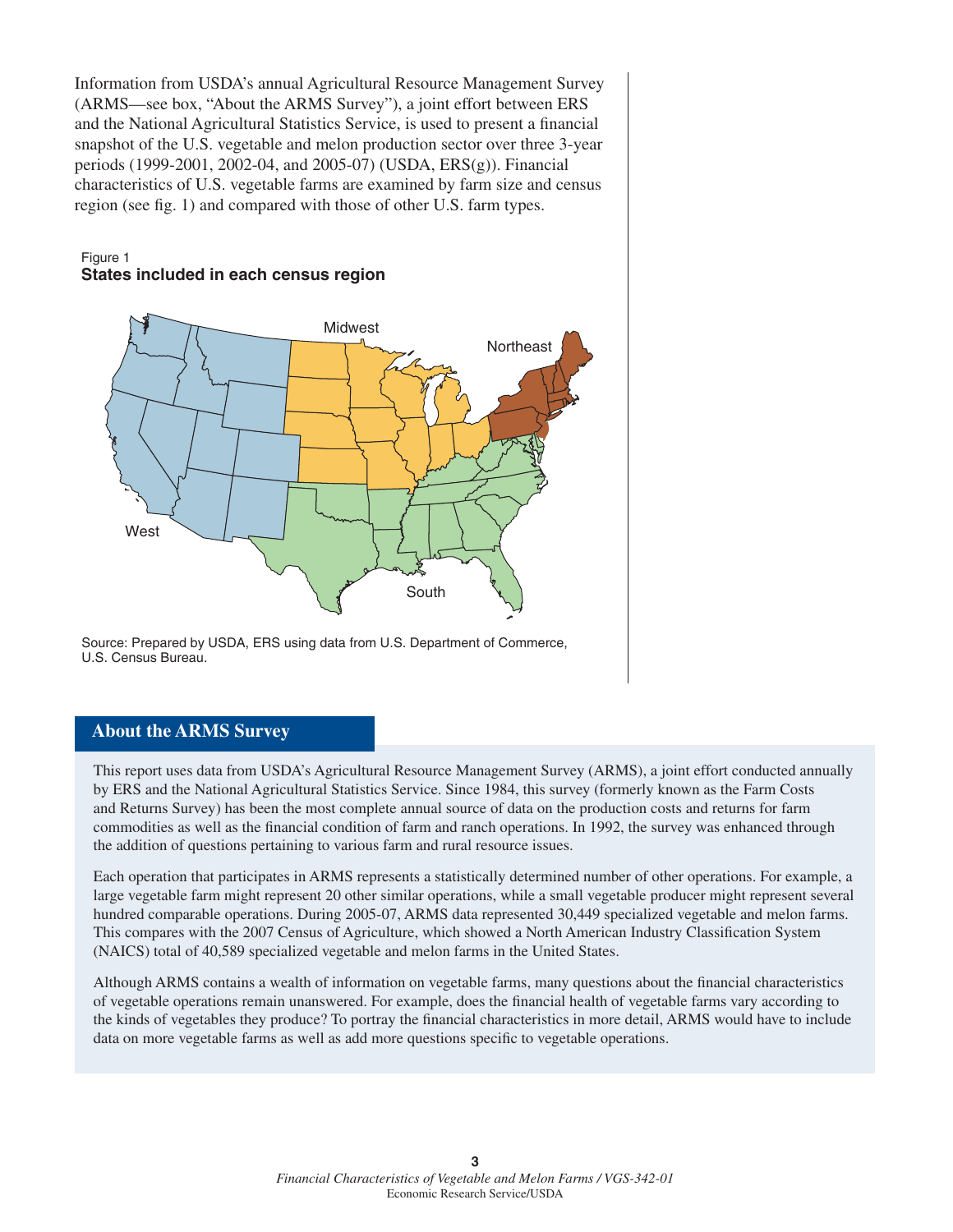Information from USDA's annual Agricultural Resource Management Survey (ARMS—see box, "About the ARMS Survey"), a joint effort between ERS and the National Agricultural Statistics Service, is used to present a financial snapshot of the U.S. vegetable and melon production sector over three 3-year periods (1999-2001, 2002-04, and 2005-07) (USDA, ERS(g)). Financial characteristics of U.S. vegetable farms are examined by farm size and census region (see fig. 1) and compared with those of other U.S. farm types.

Figure 1
**States included in each census region**

Midwest

Northeast

West

South

Source: Prepared by USDA, ERS using data from U.S. Department of Commerce, U.S. Census Bureau.

## About the ARMS Survey

This report uses data from USDA's Agricultural Resource Management Survey (ARMS), a joint effort conducted annually by ERS and the National Agricultural Statistics Service. Since 1984, this survey (formerly known as the Farm Costs and Returns Survey) has been the most complete annual source of data on the production costs and returns for farm commodities as well as the financial condition of farm and ranch operations. In 1992, the survey was enhanced through the addition of questions pertaining to various farm and rural resource issues.

Each operation that participates in ARMS represents a statistically determined number of other operations. For example, a large vegetable farm might represent 20 other similar operations, while a small vegetable producer might represent several hundred comparable operations. During 2005-07, ARMS data represented 30,449 specialized vegetable and melon farms. This compares with the 2007 Census of Agriculture, which showed a North American Industry Classification System (NAICS) total of 40,589 specialized vegetable and melon farms in the United States.

Although ARMS contains a wealth of information on vegetable farms, many questions about the financial characteristics of vegetable operations remain unanswered. For example, does the financial health of vegetable farms vary according to the kinds of vegetables they produce? To portray the financial characteristics in more detail, ARMS would have to include data on more vegetable farms as well as add more questions specific to vegetable operations.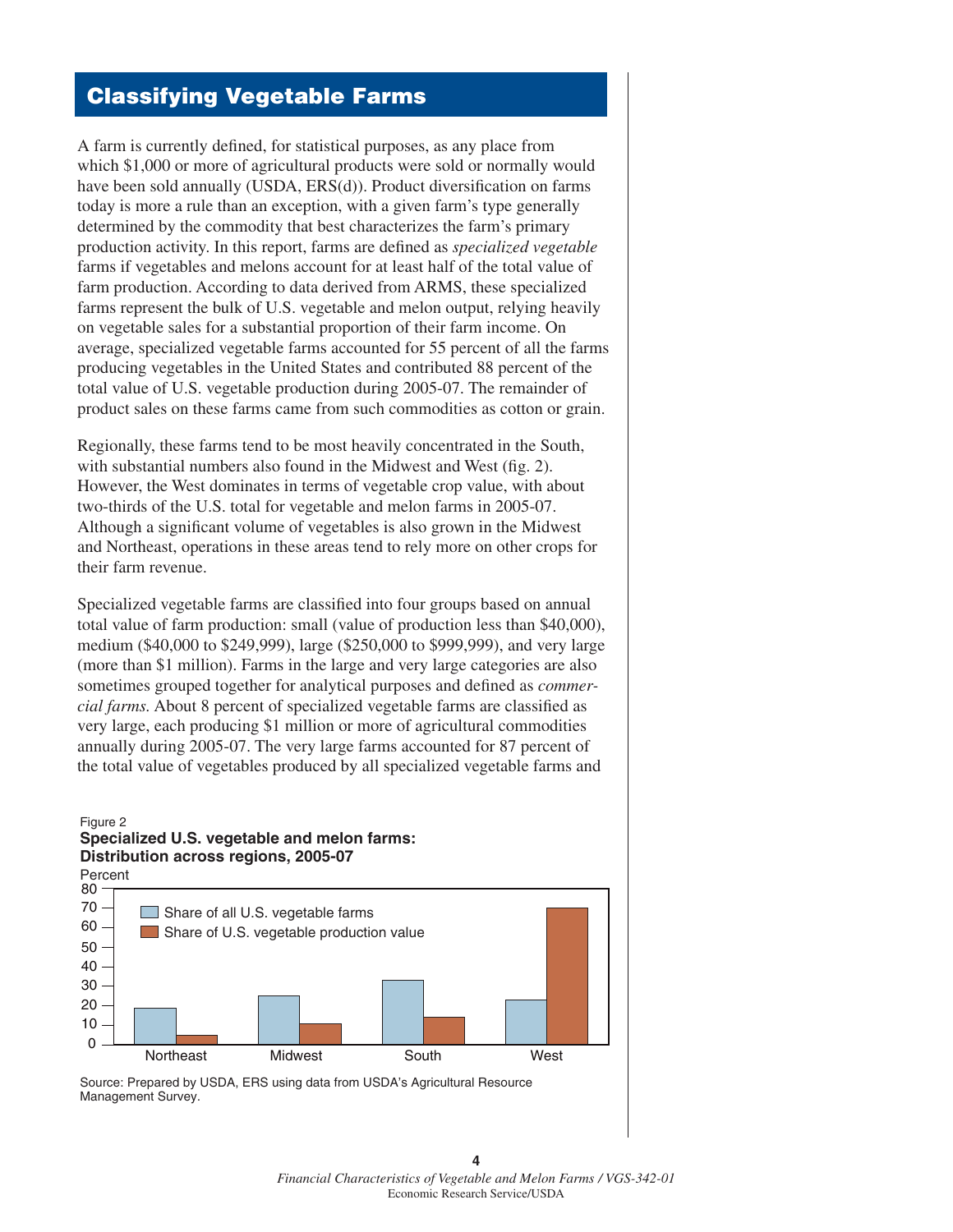## Classifying Vegetable Farms

A farm is currently defined, for statistical purposes, as any place from which $1,000 or more of agricultural products were sold or normally would have been sold annually (USDA, ERS(d)). Product diversification on farms today is more a rule than an exception, with a given farm's type generally determined by the commodity that best characterizes the farm's primary production activity. In this report, farms are defined as *specialized vegetable* farms if vegetables and melons account for at least half of the total value of farm production. According to data derived from ARMS, these specialized farms represent the bulk of U.S. vegetable and melon output, relying heavily on vegetable sales for a substantial proportion of their farm income. On average, specialized vegetable farms accounted for 55 percent of all the farms producing vegetables in the United States and contributed 88 percent of the total value of U.S. vegetable production during 2005-07. The remainder of product sales on these farms came from such commodities as cotton or grain.

Regionally, these farms tend to be most heavily concentrated in the South, with substantial numbers also found in the Midwest and West (fig. 2). However, the West dominates in terms of vegetable crop value, with about two-thirds of the U.S. total for vegetable and melon farms in 2005-07. Although a significant volume of vegetables is also grown in the Midwest and Northeast, operations in these areas tend to rely more on other crops for their farm revenue.

Specialized vegetable farms are classified into four groups based on annual total value of farm production: small (value of production less than $40,000), medium ($40,000 to $249,999), large ($250,000 to $999,999), and very large (more than $1 million). Farms in the large and very large categories are also sometimes grouped together for analytical purposes and defined as *commercial farms*. About 8 percent of specialized vegetable farms are classified as very large, each producing $1 million or more of agricultural commodities annually during 2005-07. The very large farms accounted for 87 percent of the total value of vegetables produced by all specialized vegetable farms and

Figure 2
**Specialized U.S. vegetable and melon farms: Distribution across regions, 2005-07**

Percent

Legend: Share of all U.S. vegetable farms; Share of U.S. vegetable production value

Regions: Northeast, Midwest, South, West

Source: Prepared by USDA, ERS using data from USDA's Agricultural Resource Management Survey.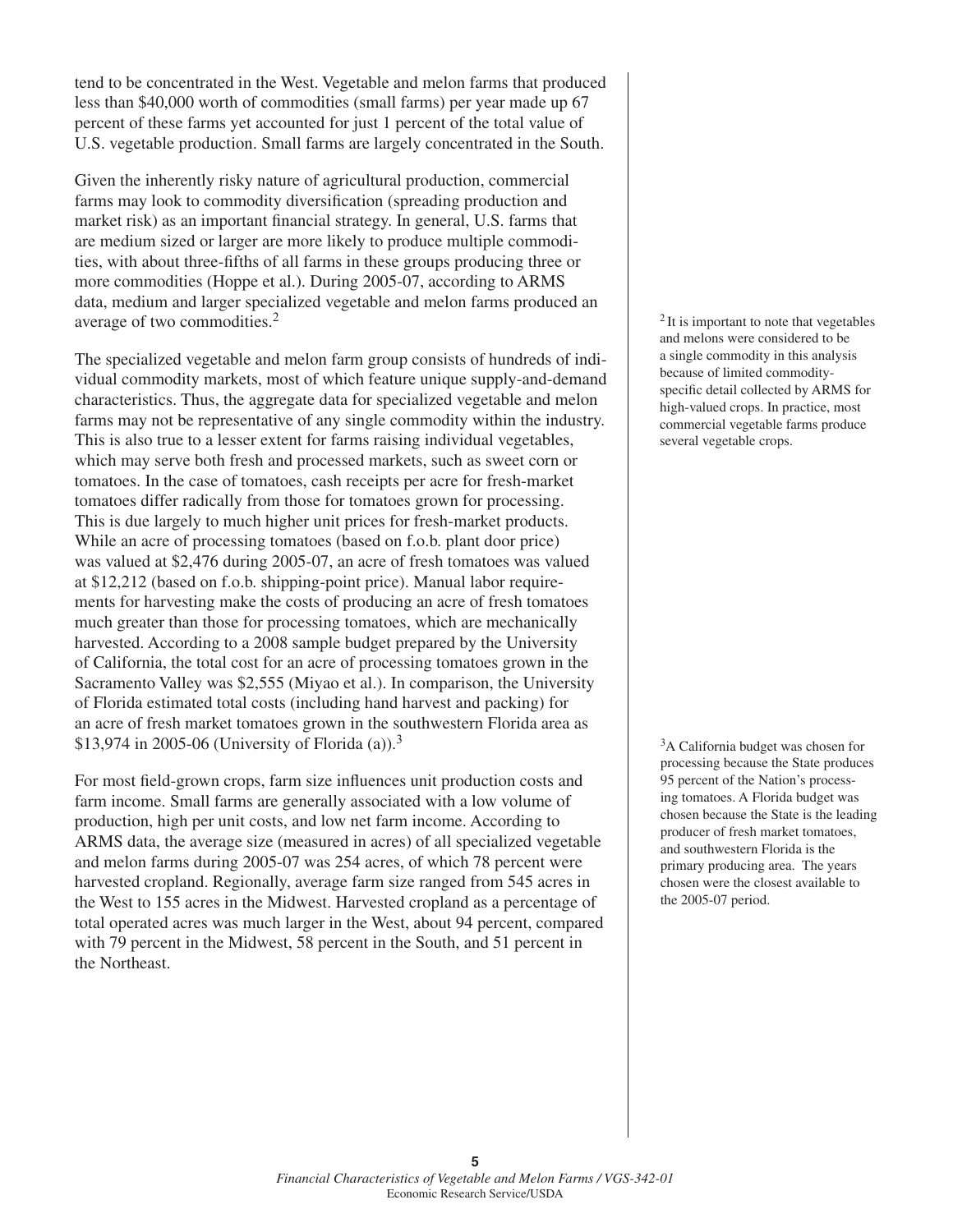tend to be concentrated in the West. Vegetable and melon farms that produced less than $40,000 worth of commodities (small farms) per year made up 67 percent of these farms yet accounted for just 1 percent of the total value of U.S. vegetable production. Small farms are largely concentrated in the South.

Given the inherently risky nature of agricultural production, commercial farms may look to commodity diversification (spreading production and market risk) as an important financial strategy. In general, U.S. farms that are medium sized or larger are more likely to produce multiple commodities, with about three-fifths of all farms in these groups producing three or more commodities (Hoppe et al.). During 2005-07, according to ARMS data, medium and larger specialized vegetable and melon farms produced an average of two commodities.[2]

The specialized vegetable and melon farm group consists of hundreds of individual commodity markets, most of which feature unique supply-and-demand characteristics. Thus, the aggregate data for specialized vegetable and melon farms may not be representative of any single commodity within the industry. This is also true to a lesser extent for farms raising individual vegetables, which may serve both fresh and processed markets, such as sweet corn or tomatoes. In the case of tomatoes, cash receipts per acre for fresh-market tomatoes differ radically from those for tomatoes grown for processing. This is due largely to much higher unit prices for fresh-market products. While an acre of processing tomatoes (based on f.o.b. plant door price) was valued at $2,476 during 2005-07, an acre of fresh tomatoes was valued at $12,212 (based on f.o.b. shipping-point price). Manual labor requirements for harvesting make the costs of producing an acre of fresh tomatoes much greater than those for processing tomatoes, which are mechanically harvested. According to a 2008 sample budget prepared by the University of California, the total cost for an acre of processing tomatoes grown in the Sacramento Valley was $2,555 (Miyao et al.). In comparison, the University of Florida estimated total costs (including hand harvest and packing) for an acre of fresh market tomatoes grown in the southwestern Florida area as $13,974 in 2005-06 (University of Florida (a)).[3]

For most field-grown crops, farm size influences unit production costs and farm income. Small farms are generally associated with a low volume of production, high per unit costs, and low net farm income. According to ARMS data, the average size (measured in acres) of all specialized vegetable and melon farms during 2005-07 was 254 acres, of which 78 percent were harvested cropland. Regionally, average farm size ranged from 545 acres in the West to 155 acres in the Midwest. Harvested cropland as a percentage of total operated acres was much larger in the West, about 94 percent, compared with 79 percent in the Midwest, 58 percent in the South, and 51 percent in the Northeast.

[2] It is important to note that vegetables and melons were considered to be a single commodity in this analysis because of limited commodity-specific detail collected by ARMS for high-valued crops. In practice, most commercial vegetable farms produce several vegetable crops.

[3] A California budget was chosen for processing because the State produces 95 percent of the Nation's processing tomatoes. A Florida budget was chosen because the State is the leading producer of fresh market tomatoes, and southwestern Florida is the primary producing area. The years chosen were the closest available to the 2005-07 period.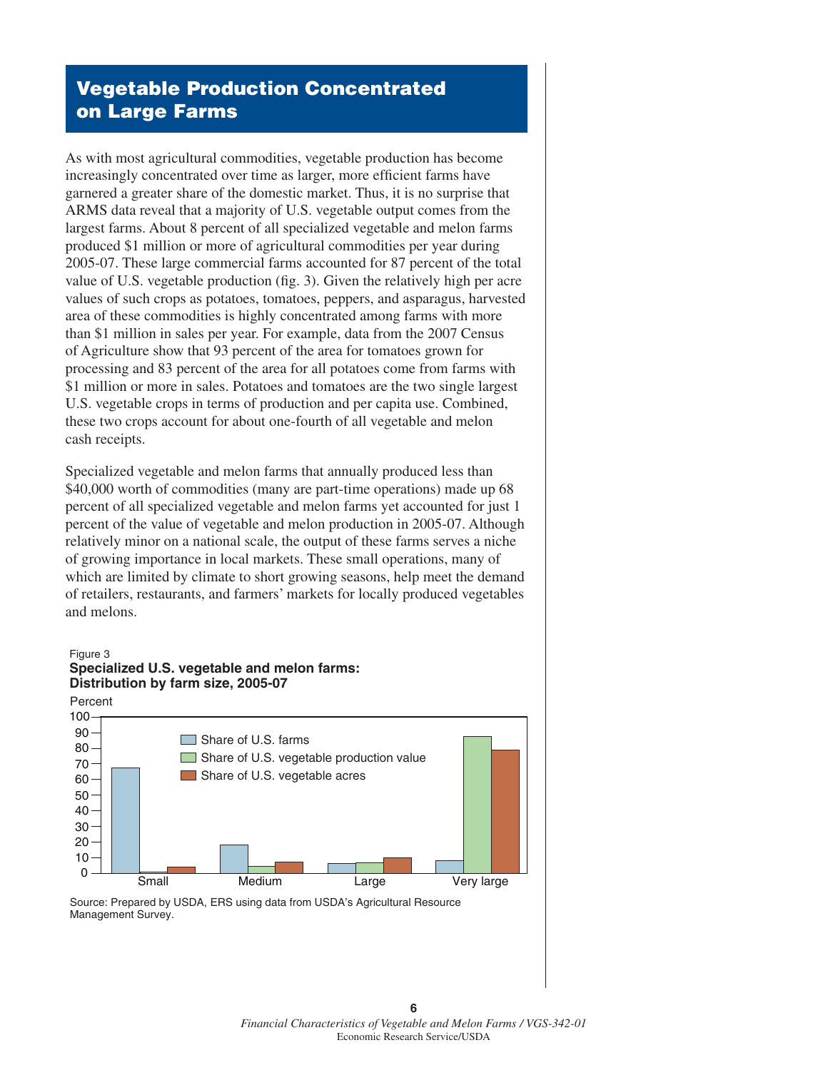## Vegetable Production Concentrated on Large Farms

As with most agricultural commodities, vegetable production has become increasingly concentrated over time as larger, more efficient farms have garnered a greater share of the domestic market. Thus, it is no surprise that ARMS data reveal that a majority of U.S. vegetable output comes from the largest farms. About 8 percent of all specialized vegetable and melon farms produced $1 million or more of agricultural commodities per year during 2005-07. These large commercial farms accounted for 87 percent of the total value of U.S. vegetable production (fig. 3). Given the relatively high per acre values of such crops as potatoes, tomatoes, peppers, and asparagus, harvested area of these commodities is highly concentrated among farms with more than $1 million in sales per year. For example, data from the 2007 Census of Agriculture show that 93 percent of the area for tomatoes grown for processing and 83 percent of the area for all potatoes come from farms with $1 million or more in sales. Potatoes and tomatoes are the two single largest U.S. vegetable crops in terms of production and per capita use. Combined, these two crops account for about one-fourth of all vegetable and melon cash receipts.

Specialized vegetable and melon farms that annually produced less than $40,000 worth of commodities (many are part-time operations) made up 68 percent of all specialized vegetable and melon farms yet accounted for just 1 percent of the value of vegetable and melon production in 2005-07. Although relatively minor on a national scale, the output of these farms serves a niche of growing importance in local markets. These small operations, many of which are limited by climate to short growing seasons, help meet the demand of retailers, restaurants, and farmers' markets for locally produced vegetables and melons.

Figure 3
**Specialized U.S. vegetable and melon farms: Distribution by farm size, 2005-07**

Percent

| Farm size | Share of U.S. farms | Share of U.S. vegetable production value | Share of U.S. vegetable acres |
|---|---|---|---|
| Small | 68 | 1 | 4 |
| Medium | 18 | 4 | 7 |
| Large | 6 | 7 | 10 |
| Very large | 8 | 87 | 79 |

Source: Prepared by USDA, ERS using data from USDA's Agricultural Resource Management Survey.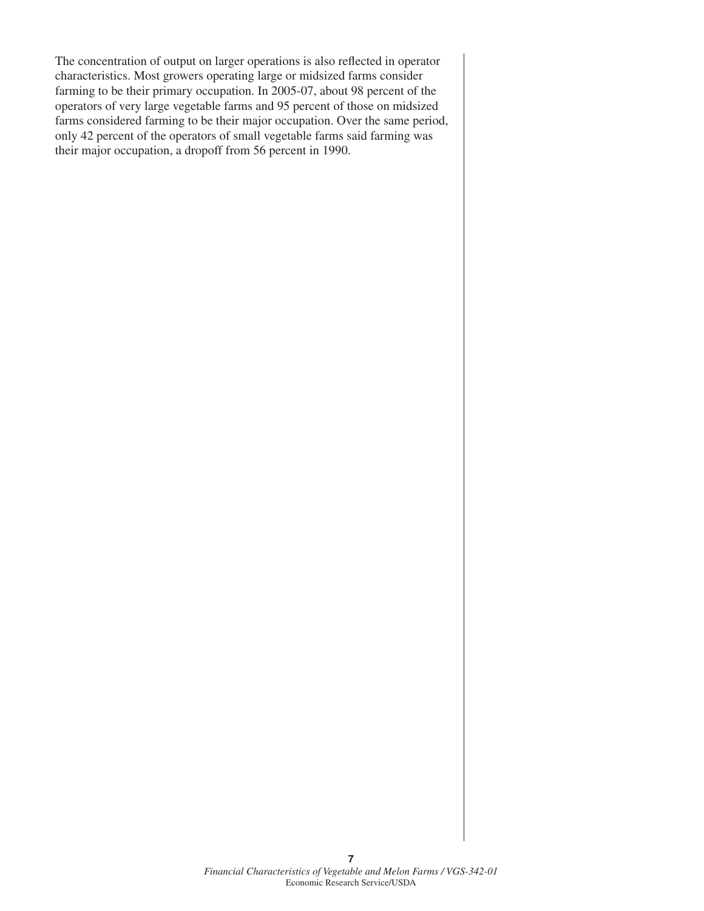The concentration of output on larger operations is also reflected in operator characteristics. Most growers operating large or midsized farms consider farming to be their primary occupation. In 2005-07, about 98 percent of the operators of very large vegetable farms and 95 percent of those on midsized farms considered farming to be their major occupation. Over the same period, only 42 percent of the operators of small vegetable farms said farming was their major occupation, a dropoff from 56 percent in 1990.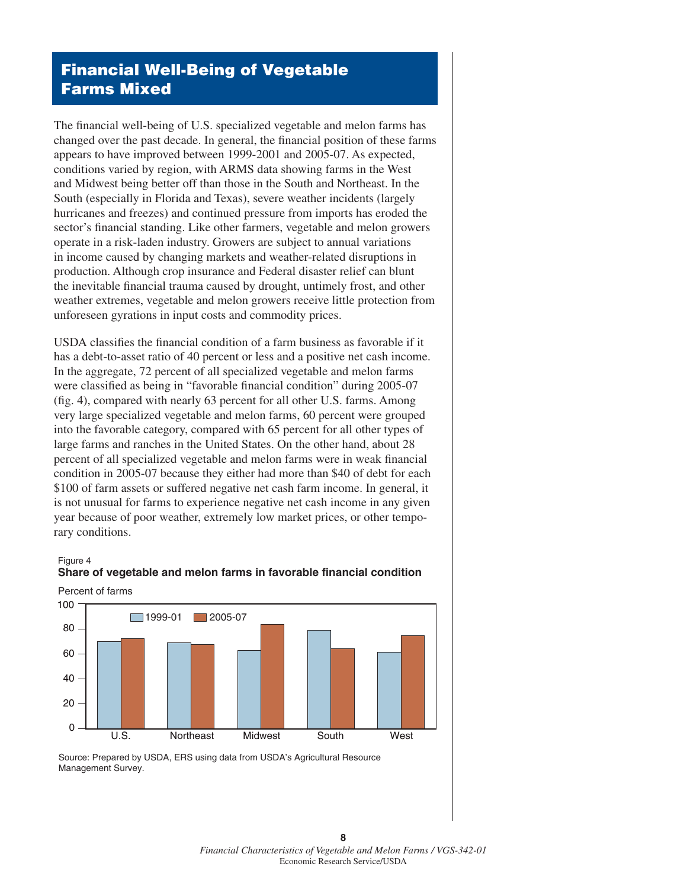## Financial Well-Being of Vegetable Farms Mixed

The financial well-being of U.S. specialized vegetable and melon farms has changed over the past decade. In general, the financial position of these farms appears to have improved between 1999-2001 and 2005-07. As expected, conditions varied by region, with ARMS data showing farms in the West and Midwest being better off than those in the South and Northeast. In the South (especially in Florida and Texas), severe weather incidents (largely hurricanes and freezes) and continued pressure from imports has eroded the sector's financial standing. Like other farmers, vegetable and melon growers operate in a risk-laden industry. Growers are subject to annual variations in income caused by changing markets and weather-related disruptions in production. Although crop insurance and Federal disaster relief can blunt the inevitable financial trauma caused by drought, untimely frost, and other weather extremes, vegetable and melon growers receive little protection from unforeseen gyrations in input costs and commodity prices.

USDA classifies the financial condition of a farm business as favorable if it has a debt-to-asset ratio of 40 percent or less and a positive net cash income. In the aggregate, 72 percent of all specialized vegetable and melon farms were classified as being in "favorable financial condition" during 2005-07 (fig. 4), compared with nearly 63 percent for all other U.S. farms. Among very large specialized vegetable and melon farms, 60 percent were grouped into the favorable category, compared with 65 percent for all other types of large farms and ranches in the United States. On the other hand, about 28 percent of all specialized vegetable and melon farms were in weak financial condition in 2005-07 because they either had more than $40 of debt for each $100 of farm assets or suffered negative net cash farm income. In general, it is not unusual for farms to experience negative net cash income in any given year because of poor weather, extremely low market prices, or other temporary conditions.

Figure 4
**Share of vegetable and melon farms in favorable financial condition**

Source: Prepared by USDA, ERS using data from USDA's Agricultural Resource Management Survey.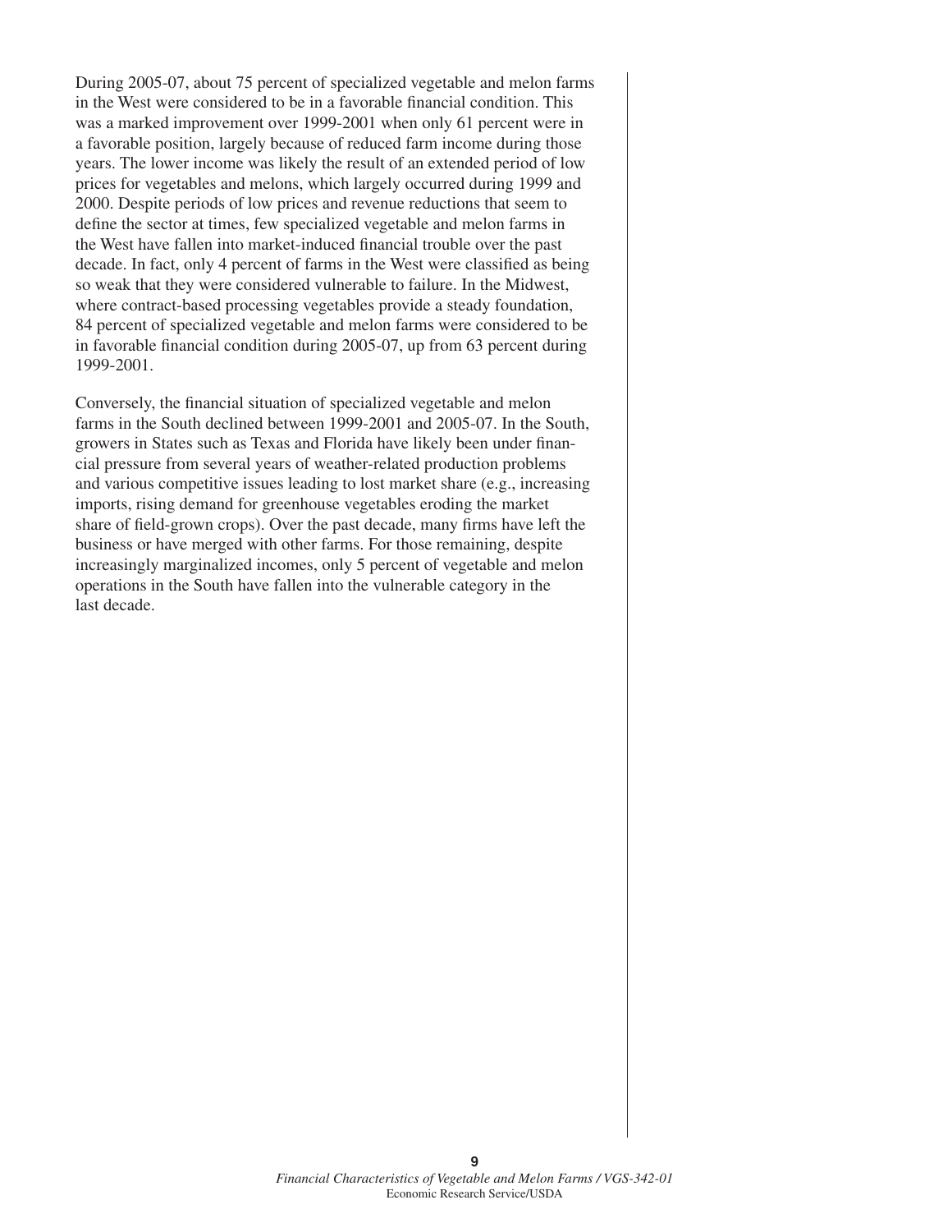During 2005-07, about 75 percent of specialized vegetable and melon farms in the West were considered to be in a favorable financial condition. This was a marked improvement over 1999-2001 when only 61 percent were in a favorable position, largely because of reduced farm income during those years. The lower income was likely the result of an extended period of low prices for vegetables and melons, which largely occurred during 1999 and 2000. Despite periods of low prices and revenue reductions that seem to define the sector at times, few specialized vegetable and melon farms in the West have fallen into market-induced financial trouble over the past decade. In fact, only 4 percent of farms in the West were classified as being so weak that they were considered vulnerable to failure. In the Midwest, where contract-based processing vegetables provide a steady foundation, 84 percent of specialized vegetable and melon farms were considered to be in favorable financial condition during 2005-07, up from 63 percent during 1999-2001.

Conversely, the financial situation of specialized vegetable and melon farms in the South declined between 1999-2001 and 2005-07. In the South, growers in States such as Texas and Florida have likely been under financial pressure from several years of weather-related production problems and various competitive issues leading to lost market share (e.g., increasing imports, rising demand for greenhouse vegetables eroding the market share of field-grown crops). Over the past decade, many firms have left the business or have merged with other farms. For those remaining, despite increasingly marginalized incomes, only 5 percent of vegetable and melon operations in the South have fallen into the vulnerable category in the last decade.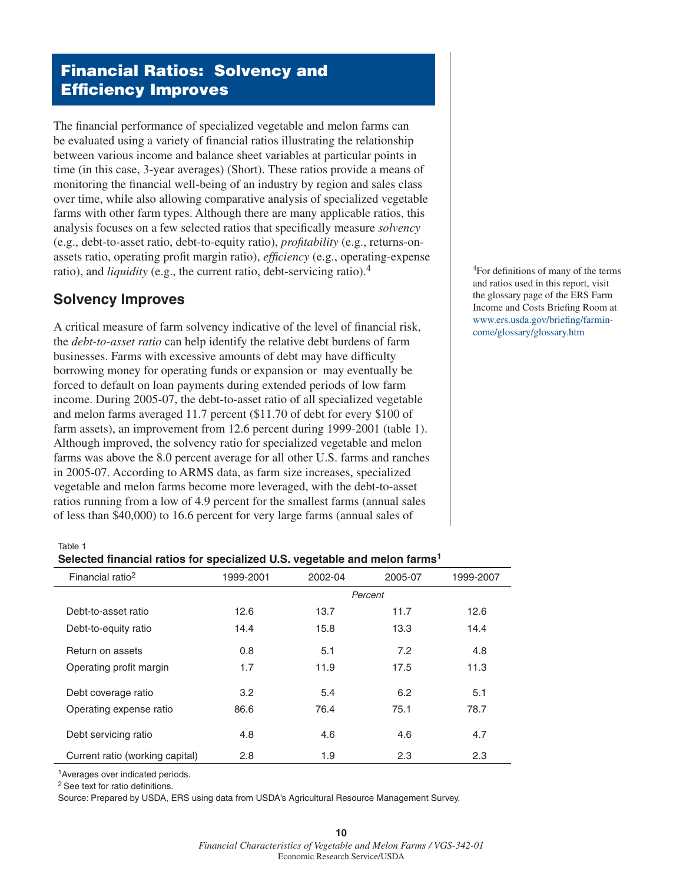# Financial Ratios: Solvency and Efficiency Improves

The financial performance of specialized vegetable and melon farms can be evaluated using a variety of financial ratios illustrating the relationship between various income and balance sheet variables at particular points in time (in this case, 3-year averages) (Short). These ratios provide a means of monitoring the financial well-being of an industry by region and sales class over time, while also allowing comparative analysis of specialized vegetable farms with other farm types. Although there are many applicable ratios, this analysis focuses on a few selected ratios that specifically measure *solvency* (e.g., debt-to-asset ratio, debt-to-equity ratio), *profitability* (e.g., returns-on-assets ratio, operating profit margin ratio), *efficiency* (e.g., operating-expense ratio), and *liquidity* (e.g., the current ratio, debt-servicing ratio).[4]

[4]For definitions of many of the terms and ratios used in this report, visit the glossary page of the ERS Farm Income and Costs Briefing Room at www.ers.usda.gov/briefing/farmincome/glossary/glossary.htm

## Solvency Improves

A critical measure of farm solvency indicative of the level of financial risk, the *debt-to-asset ratio* can help identify the relative debt burdens of farm businesses. Farms with excessive amounts of debt may have difficulty borrowing money for operating funds or expansion or may eventually be forced to default on loan payments during extended periods of low farm income. During 2005-07, the debt-to-asset ratio of all specialized vegetable and melon farms averaged 11.7 percent ($11.70 of debt for every $100 of farm assets), an improvement from 12.6 percent during 1999-2001 (table 1). Although improved, the solvency ratio for specialized vegetable and melon farms was above the 8.0 percent average for all other U.S. farms and ranches in 2005-07. According to ARMS data, as farm size increases, specialized vegetable and melon farms become more leveraged, with the debt-to-asset ratios running from a low of 4.9 percent for the smallest farms (annual sales of less than $40,000) to 16.6 percent for very large farms (annual sales of

Table 1
**Selected financial ratios for specialized U.S. vegetable and melon farms[1]**

| Financial ratio[2] | 1999-2001 | 2002-04 | 2005-07 | 1999-2007 |
|---|---|---|---|---|
| | | *Percent* | | |
| Debt-to-asset ratio | 12.6 | 13.7 | 11.7 | 12.6 |
| Debt-to-equity ratio | 14.4 | 15.8 | 13.3 | 14.4 |
| Return on assets | 0.8 | 5.1 | 7.2 | 4.8 |
| Operating profit margin | 1.7 | 11.9 | 17.5 | 11.3 |
| Debt coverage ratio | 3.2 | 5.4 | 6.2 | 5.1 |
| Operating expense ratio | 86.6 | 76.4 | 75.1 | 78.7 |
| Debt servicing ratio | 4.8 | 4.6 | 4.6 | 4.7 |
| Current ratio (working capital) | 2.8 | 1.9 | 2.3 | 2.3 |

[1]Averages over indicated periods.
[2] See text for ratio definitions.
Source: Prepared by USDA, ERS using data from USDA's Agricultural Resource Management Survey.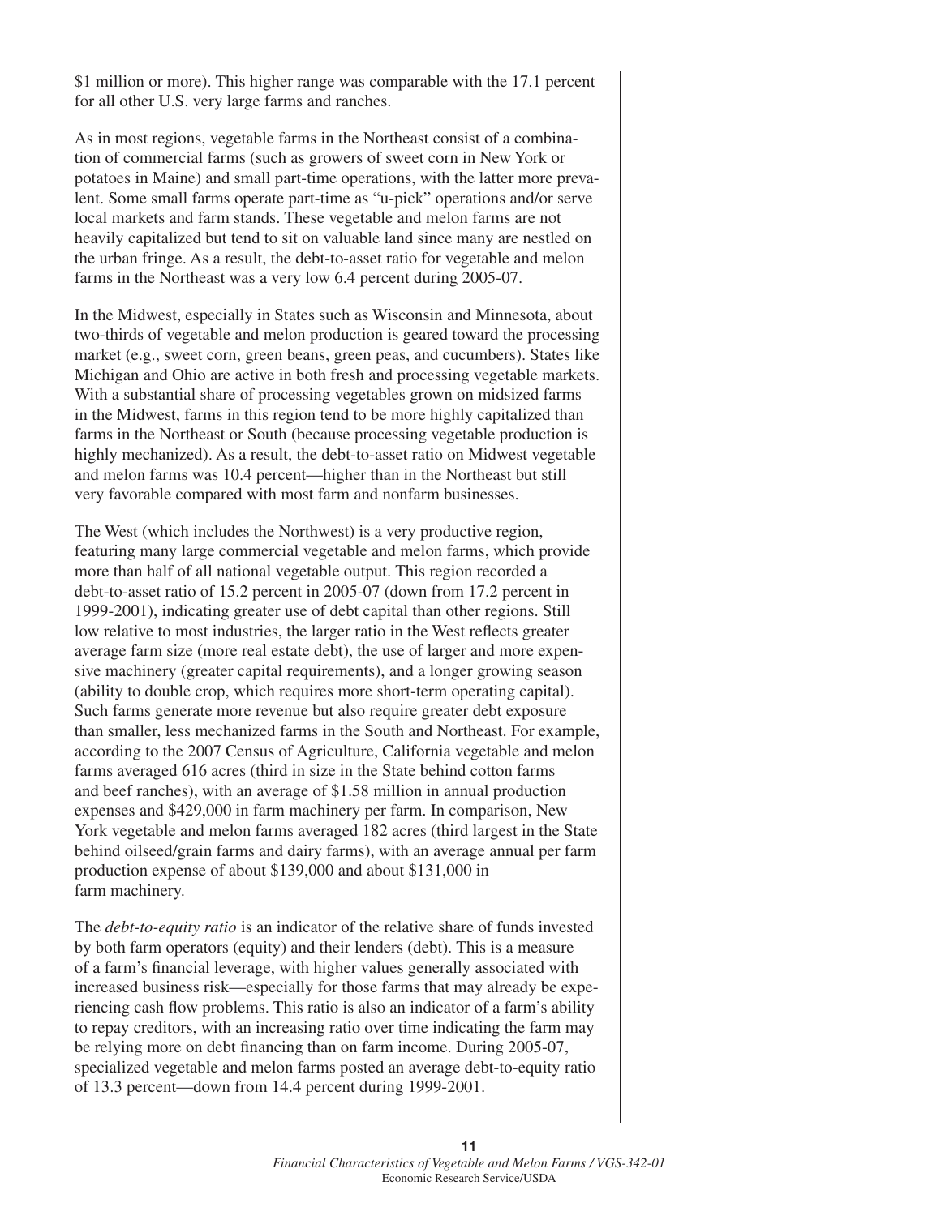$1 million or more). This higher range was comparable with the 17.1 percent for all other U.S. very large farms and ranches.

As in most regions, vegetable farms in the Northeast consist of a combination of commercial farms (such as growers of sweet corn in New York or potatoes in Maine) and small part-time operations, with the latter more prevalent. Some small farms operate part-time as "u-pick" operations and/or serve local markets and farm stands. These vegetable and melon farms are not heavily capitalized but tend to sit on valuable land since many are nestled on the urban fringe. As a result, the debt-to-asset ratio for vegetable and melon farms in the Northeast was a very low 6.4 percent during 2005-07.

In the Midwest, especially in States such as Wisconsin and Minnesota, about two-thirds of vegetable and melon production is geared toward the processing market (e.g., sweet corn, green beans, green peas, and cucumbers). States like Michigan and Ohio are active in both fresh and processing vegetable markets. With a substantial share of processing vegetables grown on midsized farms in the Midwest, farms in this region tend to be more highly capitalized than farms in the Northeast or South (because processing vegetable production is highly mechanized). As a result, the debt-to-asset ratio on Midwest vegetable and melon farms was 10.4 percent—higher than in the Northeast but still very favorable compared with most farm and nonfarm businesses.

The West (which includes the Northwest) is a very productive region, featuring many large commercial vegetable and melon farms, which provide more than half of all national vegetable output. This region recorded a debt-to-asset ratio of 15.2 percent in 2005-07 (down from 17.2 percent in 1999-2001), indicating greater use of debt capital than other regions. Still low relative to most industries, the larger ratio in the West reflects greater average farm size (more real estate debt), the use of larger and more expensive machinery (greater capital requirements), and a longer growing season (ability to double crop, which requires more short-term operating capital). Such farms generate more revenue but also require greater debt exposure than smaller, less mechanized farms in the South and Northeast. For example, according to the 2007 Census of Agriculture, California vegetable and melon farms averaged 616 acres (third in size in the State behind cotton farms and beef ranches), with an average of $1.58 million in annual production expenses and $429,000 in farm machinery per farm. In comparison, New York vegetable and melon farms averaged 182 acres (third largest in the State behind oilseed/grain farms and dairy farms), with an average annual per farm production expense of about $139,000 and about $131,000 in farm machinery.

The *debt-to-equity ratio* is an indicator of the relative share of funds invested by both farm operators (equity) and their lenders (debt). This is a measure of a farm's financial leverage, with higher values generally associated with increased business risk—especially for those farms that may already be experiencing cash flow problems. This ratio is also an indicator of a farm's ability to repay creditors, with an increasing ratio over time indicating the farm may be relying more on debt financing than on farm income. During 2005-07, specialized vegetable and melon farms posted an average debt-to-equity ratio of 13.3 percent—down from 14.4 percent during 1999-2001.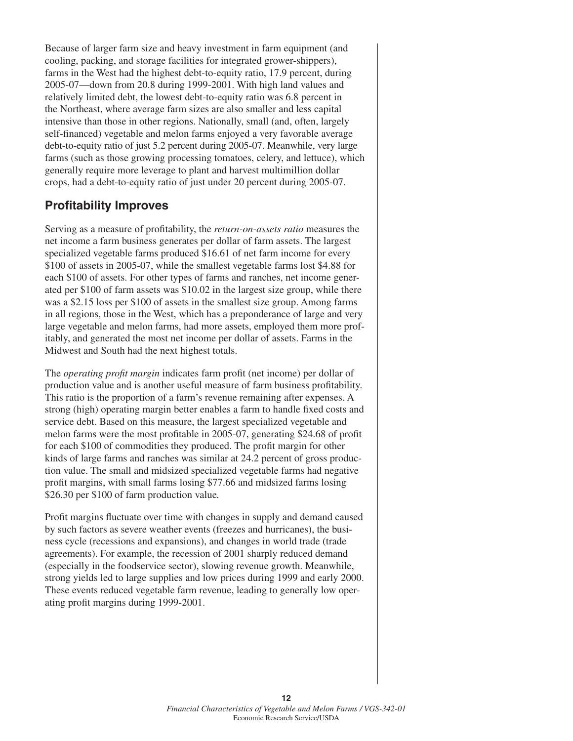Because of larger farm size and heavy investment in farm equipment (and cooling, packing, and storage facilities for integrated grower-shippers), farms in the West had the highest debt-to-equity ratio, 17.9 percent, during 2005-07—down from 20.8 during 1999-2001. With high land values and relatively limited debt, the lowest debt-to-equity ratio was 6.8 percent in the Northeast, where average farm sizes are also smaller and less capital intensive than those in other regions. Nationally, small (and, often, largely self-financed) vegetable and melon farms enjoyed a very favorable average debt-to-equity ratio of just 5.2 percent during 2005-07. Meanwhile, very large farms (such as those growing processing tomatoes, celery, and lettuce), which generally require more leverage to plant and harvest multimillion dollar crops, had a debt-to-equity ratio of just under 20 percent during 2005-07.

## Profitability Improves

Serving as a measure of profitability, the *return-on-assets ratio* measures the net income a farm business generates per dollar of farm assets. The largest specialized vegetable farms produced $16.61 of net farm income for every $100 of assets in 2005-07, while the smallest vegetable farms lost $4.88 for each $100 of assets. For other types of farms and ranches, net income generated per $100 of farm assets was $10.02 in the largest size group, while there was a $2.15 loss per $100 of assets in the smallest size group. Among farms in all regions, those in the West, which has a preponderance of large and very large vegetable and melon farms, had more assets, employed them more profitably, and generated the most net income per dollar of assets. Farms in the Midwest and South had the next highest totals.

The *operating profit margin* indicates farm profit (net income) per dollar of production value and is another useful measure of farm business profitability. This ratio is the proportion of a farm's revenue remaining after expenses. A strong (high) operating margin better enables a farm to handle fixed costs and service debt. Based on this measure, the largest specialized vegetable and melon farms were the most profitable in 2005-07, generating $24.68 of profit for each $100 of commodities they produced. The profit margin for other kinds of large farms and ranches was similar at 24.2 percent of gross production value. The small and midsized specialized vegetable farms had negative profit margins, with small farms losing $77.66 and midsized farms losing $26.30 per $100 of farm production value.

Profit margins fluctuate over time with changes in supply and demand caused by such factors as severe weather events (freezes and hurricanes), the business cycle (recessions and expansions), and changes in world trade (trade agreements). For example, the recession of 2001 sharply reduced demand (especially in the foodservice sector), slowing revenue growth. Meanwhile, strong yields led to large supplies and low prices during 1999 and early 2000. These events reduced vegetable farm revenue, leading to generally low operating profit margins during 1999-2001.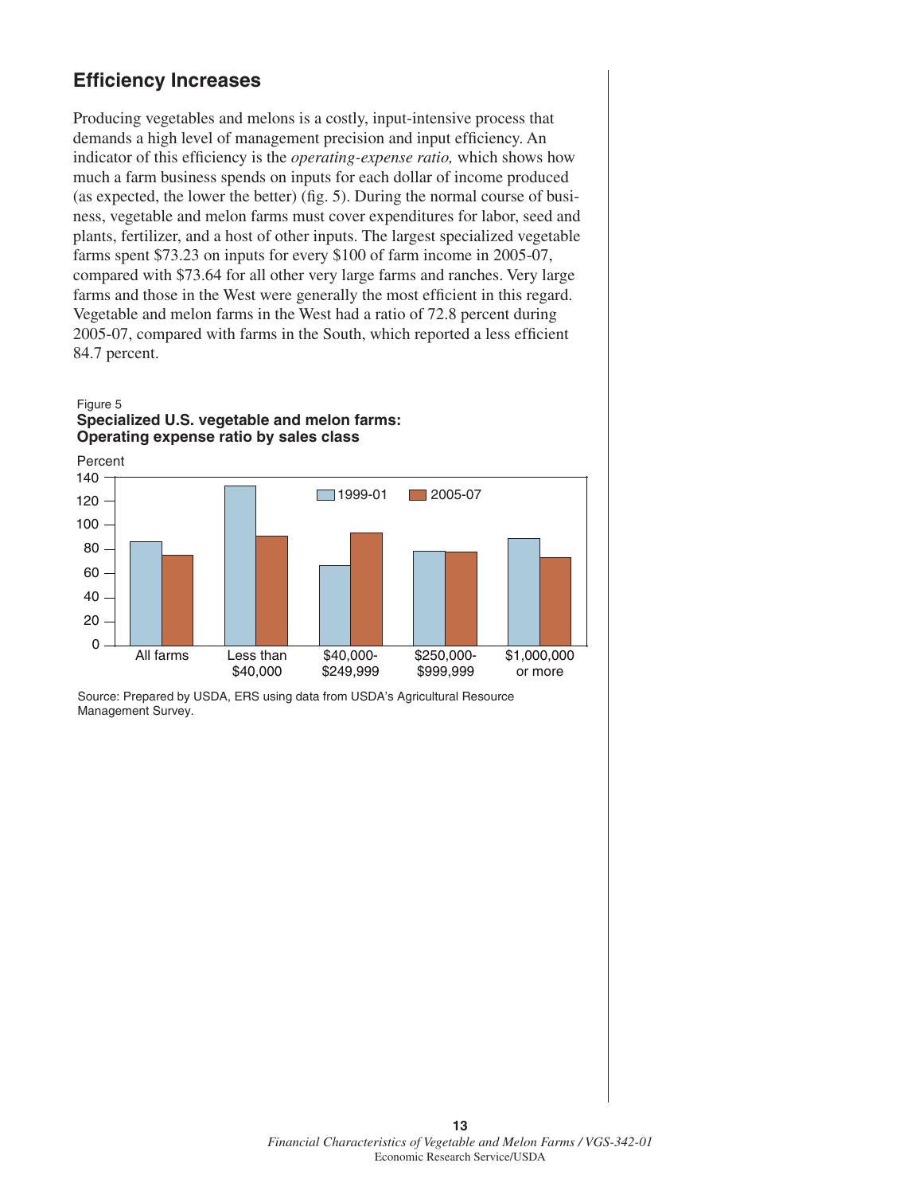## Efficiency Increases

Producing vegetables and melons is a costly, input-intensive process that demands a high level of management precision and input efficiency. An indicator of this efficiency is the *operating-expense ratio,* which shows how much a farm business spends on inputs for each dollar of income produced (as expected, the lower the better) (fig. 5). During the normal course of business, vegetable and melon farms must cover expenditures for labor, seed and plants, fertilizer, and a host of other inputs. The largest specialized vegetable farms spent $73.23 on inputs for every $100 of farm income in 2005-07, compared with $73.64 for all other very large farms and ranches. Very large farms and those in the West were generally the most efficient in this regard. Vegetable and melon farms in the West had a ratio of 72.8 percent during 2005-07, compared with farms in the South, which reported a less efficient 84.7 percent.

Figure 5
**Specialized U.S. vegetable and melon farms: Operating expense ratio by sales class**

Source: Prepared by USDA, ERS using data from USDA's Agricultural Resource Management Survey.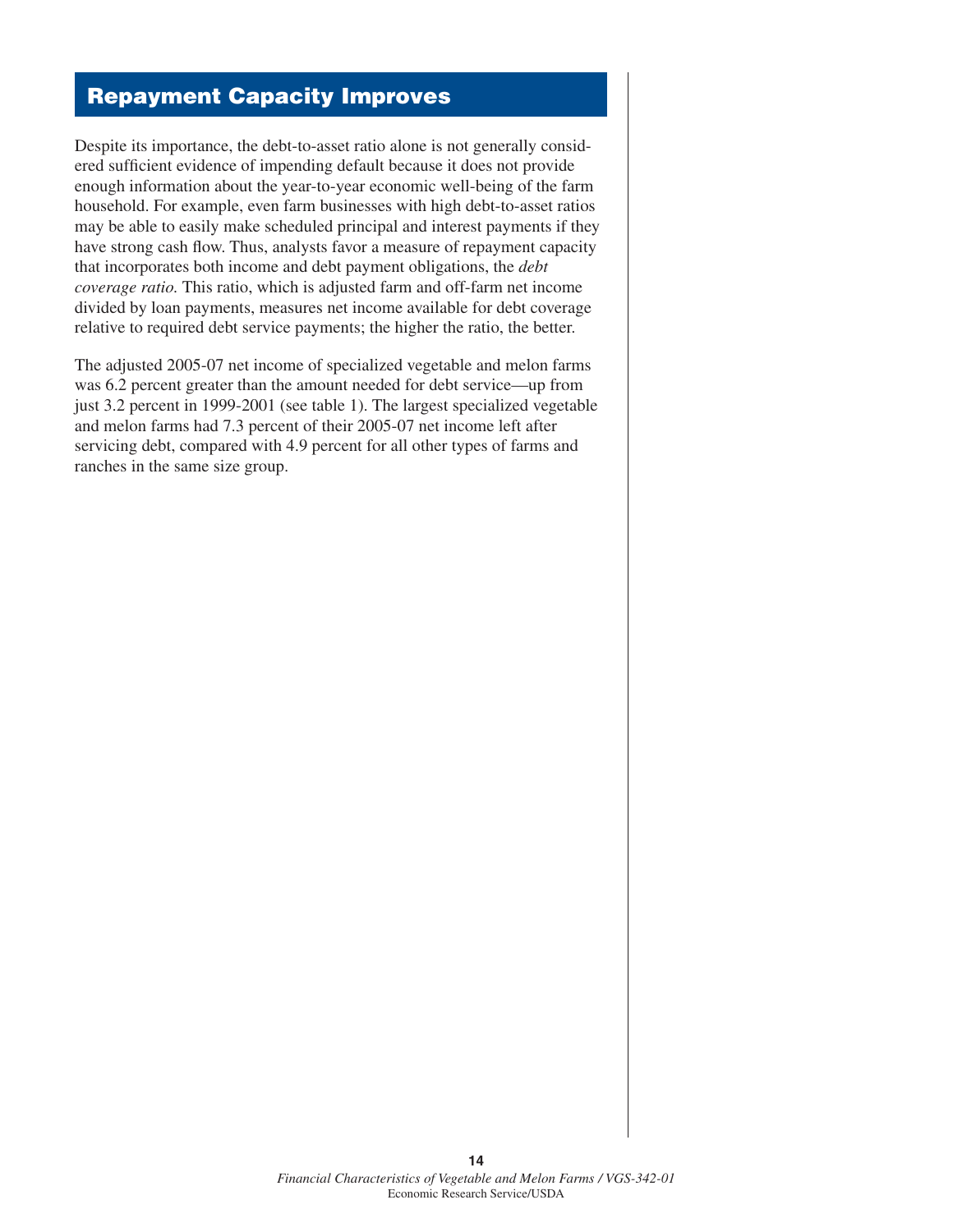## Repayment Capacity Improves

Despite its importance, the debt-to-asset ratio alone is not generally considered sufficient evidence of impending default because it does not provide enough information about the year-to-year economic well-being of the farm household. For example, even farm businesses with high debt-to-asset ratios may be able to easily make scheduled principal and interest payments if they have strong cash flow. Thus, analysts favor a measure of repayment capacity that incorporates both income and debt payment obligations, the *debt coverage ratio.* This ratio, which is adjusted farm and off-farm net income divided by loan payments, measures net income available for debt coverage relative to required debt service payments; the higher the ratio, the better.

The adjusted 2005-07 net income of specialized vegetable and melon farms was 6.2 percent greater than the amount needed for debt service—up from just 3.2 percent in 1999-2001 (see table 1). The largest specialized vegetable and melon farms had 7.3 percent of their 2005-07 net income left after servicing debt, compared with 4.9 percent for all other types of farms and ranches in the same size group.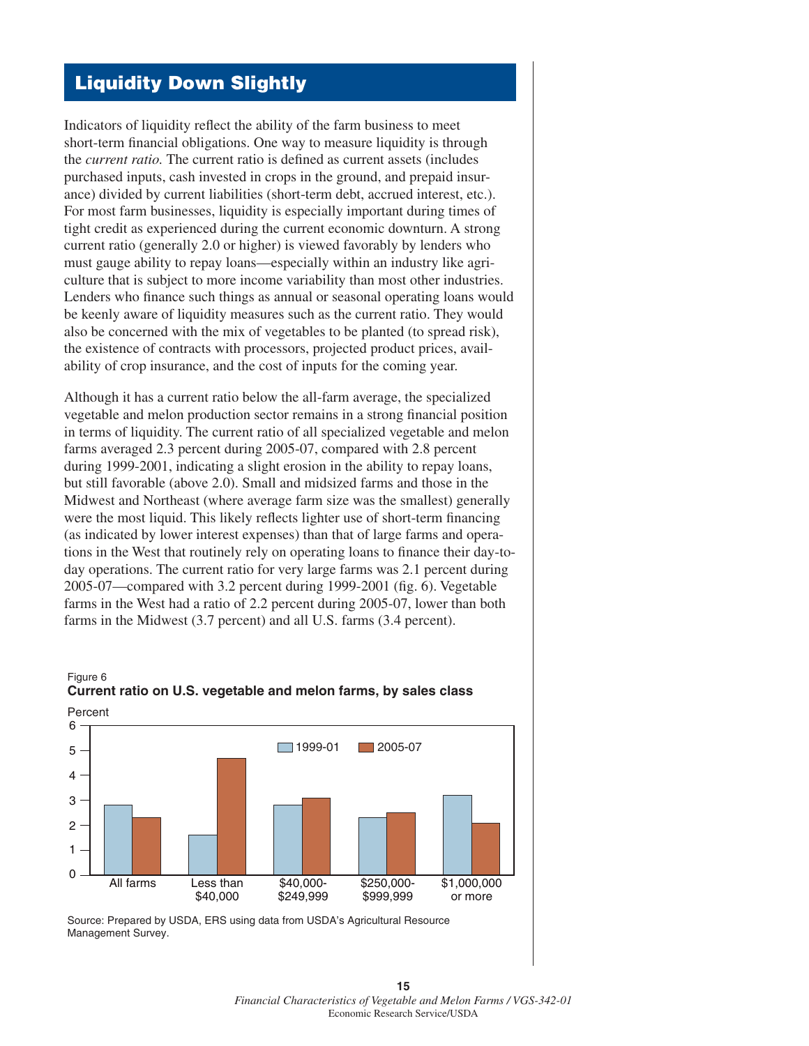## Liquidity Down Slightly

Indicators of liquidity reflect the ability of the farm business to meet short-term financial obligations. One way to measure liquidity is through the *current ratio.* The current ratio is defined as current assets (includes purchased inputs, cash invested in crops in the ground, and prepaid insurance) divided by current liabilities (short-term debt, accrued interest, etc.). For most farm businesses, liquidity is especially important during times of tight credit as experienced during the current economic downturn. A strong current ratio (generally 2.0 or higher) is viewed favorably by lenders who must gauge ability to repay loans—especially within an industry like agriculture that is subject to more income variability than most other industries. Lenders who finance such things as annual or seasonal operating loans would be keenly aware of liquidity measures such as the current ratio. They would also be concerned with the mix of vegetables to be planted (to spread risk), the existence of contracts with processors, projected product prices, availability of crop insurance, and the cost of inputs for the coming year.

Although it has a current ratio below the all-farm average, the specialized vegetable and melon production sector remains in a strong financial position in terms of liquidity. The current ratio of all specialized vegetable and melon farms averaged 2.3 percent during 2005-07, compared with 2.8 percent during 1999-2001, indicating a slight erosion in the ability to repay loans, but still favorable (above 2.0). Small and midsized farms and those in the Midwest and Northeast (where average farm size was the smallest) generally were the most liquid. This likely reflects lighter use of short-term financing (as indicated by lower interest expenses) than that of large farms and operations in the West that routinely rely on operating loans to finance their day-to-day operations. The current ratio for very large farms was 2.1 percent during 2005-07—compared with 3.2 percent during 1999-2001 (fig. 6). Vegetable farms in the West had a ratio of 2.2 percent during 2005-07, lower than both farms in the Midwest (3.7 percent) and all U.S. farms (3.4 percent).

Figure 6
**Current ratio on U.S. vegetable and melon farms, by sales class**

Source: Prepared by USDA, ERS using data from USDA's Agricultural Resource Management Survey.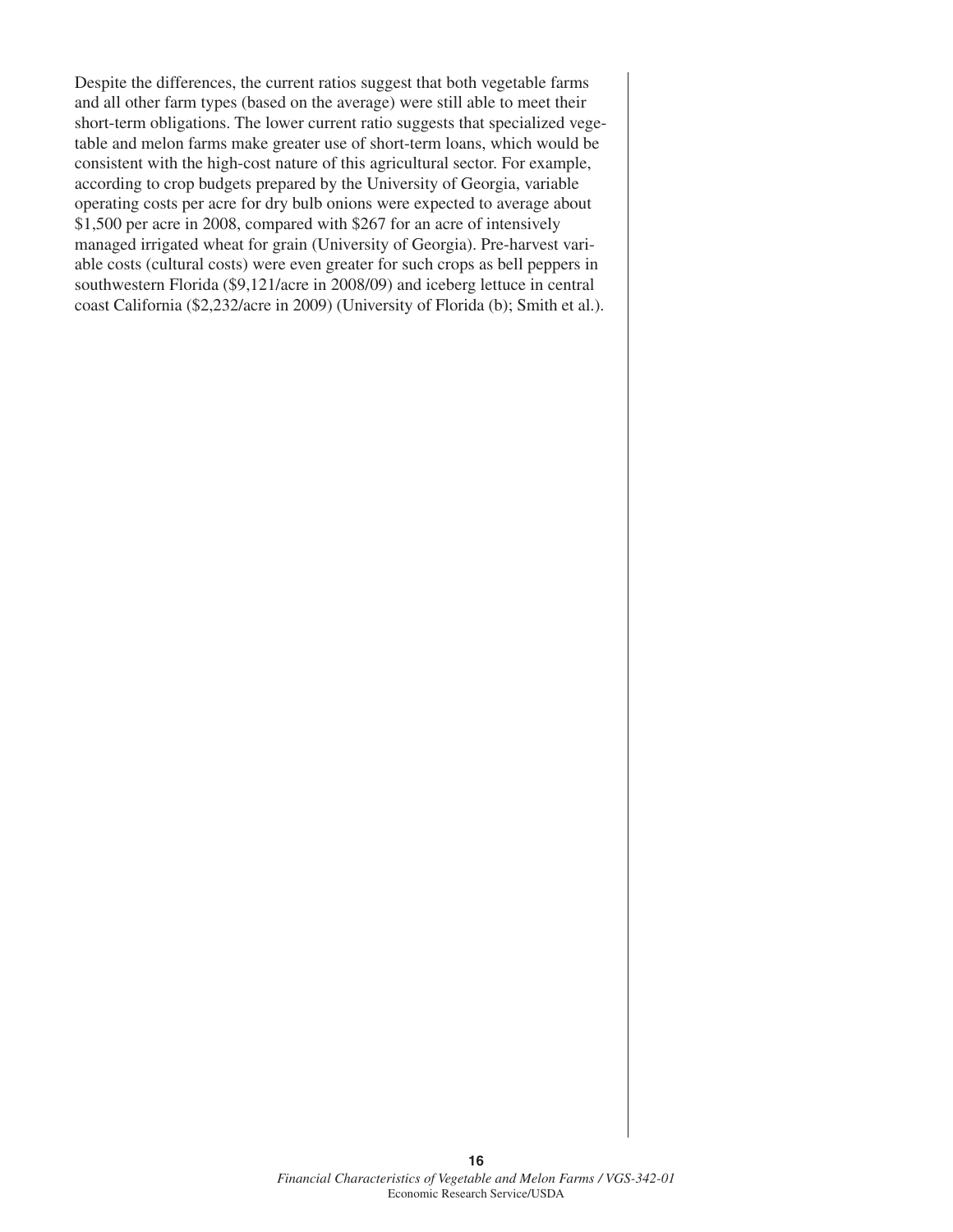Despite the differences, the current ratios suggest that both vegetable farms and all other farm types (based on the average) were still able to meet their short-term obligations. The lower current ratio suggests that specialized vegetable and melon farms make greater use of short-term loans, which would be consistent with the high-cost nature of this agricultural sector. For example, according to crop budgets prepared by the University of Georgia, variable operating costs per acre for dry bulb onions were expected to average about $1,500 per acre in 2008, compared with $267 for an acre of intensively managed irrigated wheat for grain (University of Georgia). Pre-harvest variable costs (cultural costs) were even greater for such crops as bell peppers in southwestern Florida ($9,121/acre in 2008/09) and iceberg lettuce in central coast California ($2,232/acre in 2009) (University of Florida (b); Smith et al.).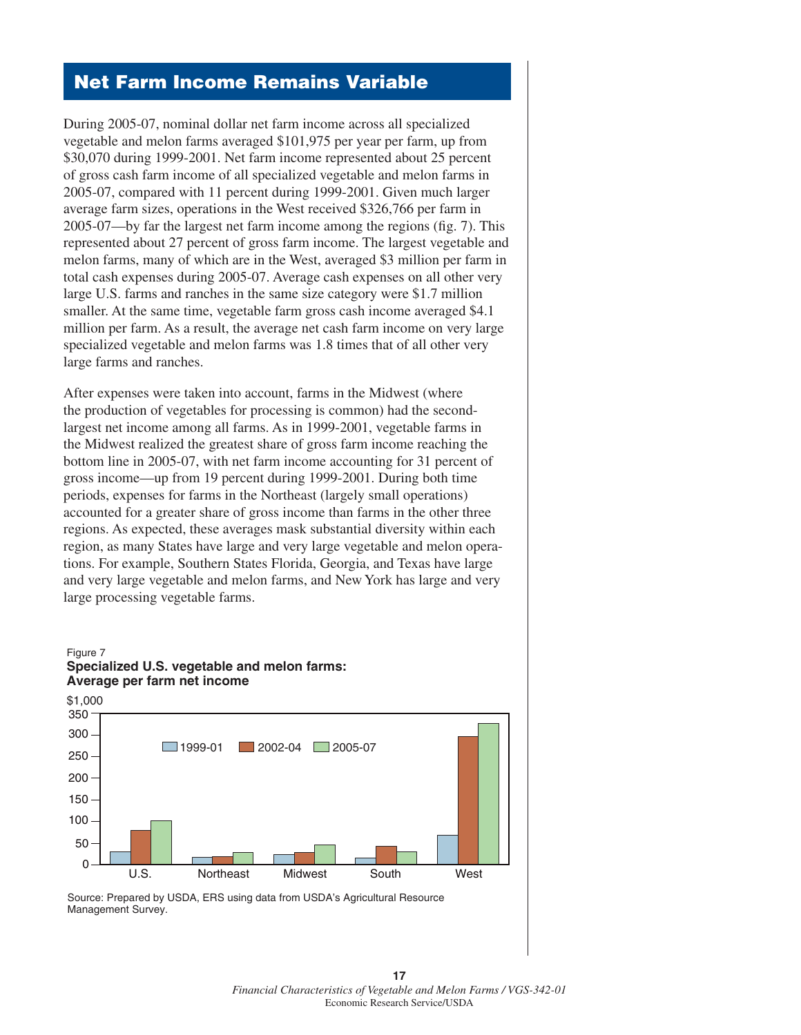## Net Farm Income Remains Variable

During 2005-07, nominal dollar net farm income across all specialized vegetable and melon farms averaged $101,975 per year per farm, up from $30,070 during 1999-2001. Net farm income represented about 25 percent of gross cash farm income of all specialized vegetable and melon farms in 2005-07, compared with 11 percent during 1999-2001. Given much larger average farm sizes, operations in the West received $326,766 per farm in 2005-07—by far the largest net farm income among the regions (fig. 7). This represented about 27 percent of gross farm income. The largest vegetable and melon farms, many of which are in the West, averaged $3 million per farm in total cash expenses during 2005-07. Average cash expenses on all other very large U.S. farms and ranches in the same size category were $1.7 million smaller. At the same time, vegetable farm gross cash income averaged $4.1 million per farm. As a result, the average net cash farm income on very large specialized vegetable and melon farms was 1.8 times that of all other very large farms and ranches.

After expenses were taken into account, farms in the Midwest (where the production of vegetables for processing is common) had the second-largest net income among all farms. As in 1999-2001, vegetable farms in the Midwest realized the greatest share of gross farm income reaching the bottom line in 2005-07, with net farm income accounting for 31 percent of gross income—up from 19 percent during 1999-2001. During both time periods, expenses for farms in the Northeast (largely small operations) accounted for a greater share of gross income than farms in the other three regions. As expected, these averages mask substantial diversity within each region, as many States have large and very large vegetable and melon operations. For example, Southern States Florida, Georgia, and Texas have large and very large vegetable and melon farms, and New York has large and very large processing vegetable farms.

Figure 7
**Specialized U.S. vegetable and melon farms: Average per farm net income**

Source: Prepared by USDA, ERS using data from USDA's Agricultural Resource Management Survey.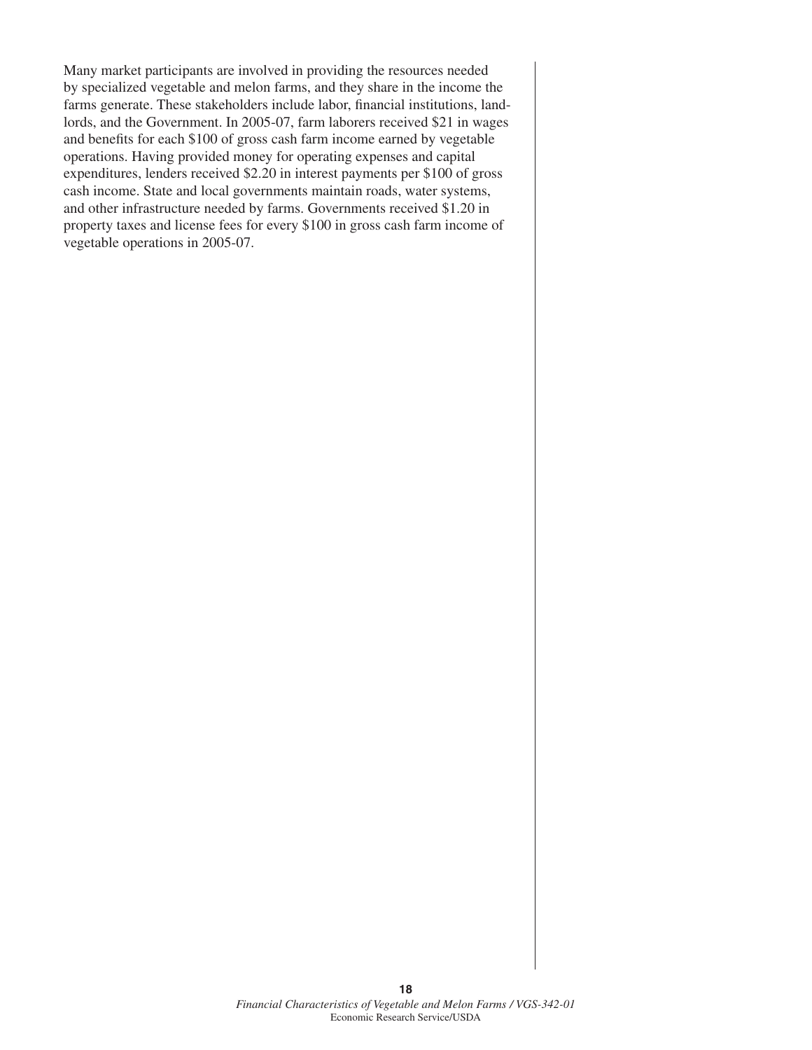Many market participants are involved in providing the resources needed by specialized vegetable and melon farms, and they share in the income the farms generate. These stakeholders include labor, financial institutions, landlords, and the Government. In 2005-07, farm laborers received $21 in wages and benefits for each $100 of gross cash farm income earned by vegetable operations. Having provided money for operating expenses and capital expenditures, lenders received $2.20 in interest payments per $100 of gross cash income. State and local governments maintain roads, water systems, and other infrastructure needed by farms. Governments received $1.20 in property taxes and license fees for every $100 in gross cash farm income of vegetable operations in 2005-07.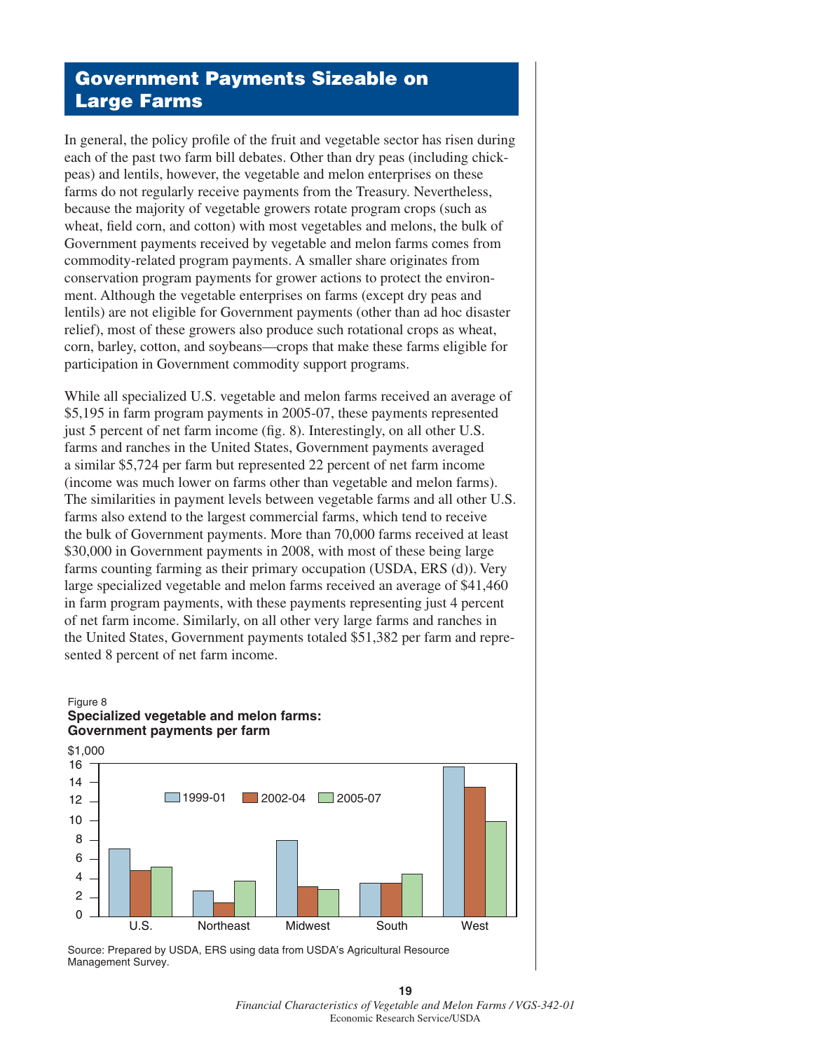## Government Payments Sizeable on Large Farms

In general, the policy profile of the fruit and vegetable sector has risen during each of the past two farm bill debates. Other than dry peas (including chickpeas) and lentils, however, the vegetable and melon enterprises on these farms do not regularly receive payments from the Treasury. Nevertheless, because the majority of vegetable growers rotate program crops (such as wheat, field corn, and cotton) with most vegetables and melons, the bulk of Government payments received by vegetable and melon farms comes from commodity-related program payments. A smaller share originates from conservation program payments for grower actions to protect the environment. Although the vegetable enterprises on farms (except dry peas and lentils) are not eligible for Government payments (other than ad hoc disaster relief), most of these growers also produce such rotational crops as wheat, corn, barley, cotton, and soybeans—crops that make these farms eligible for participation in Government commodity support programs.

While all specialized U.S. vegetable and melon farms received an average of $5,195 in farm program payments in 2005-07, these payments represented just 5 percent of net farm income (fig. 8). Interestingly, on all other U.S. farms and ranches in the United States, Government payments averaged a similar $5,724 per farm but represented 22 percent of net farm income (income was much lower on farms other than vegetable and melon farms). The similarities in payment levels between vegetable farms and all other U.S. farms also extend to the largest commercial farms, which tend to receive the bulk of Government payments. More than 70,000 farms received at least $30,000 in Government payments in 2008, with most of these being large farms counting farming as their primary occupation (USDA, ERS (d)). Very large specialized vegetable and melon farms received an average of $41,460 in farm program payments, with these payments representing just 4 percent of net farm income. Similarly, on all other very large farms and ranches in the United States, Government payments totaled $51,382 per farm and represented 8 percent of net farm income.

Figure 8
**Specialized vegetable and melon farms: Government payments per farm**

Source: Prepared by USDA, ERS using data from USDA's Agricultural Resource Management Survey.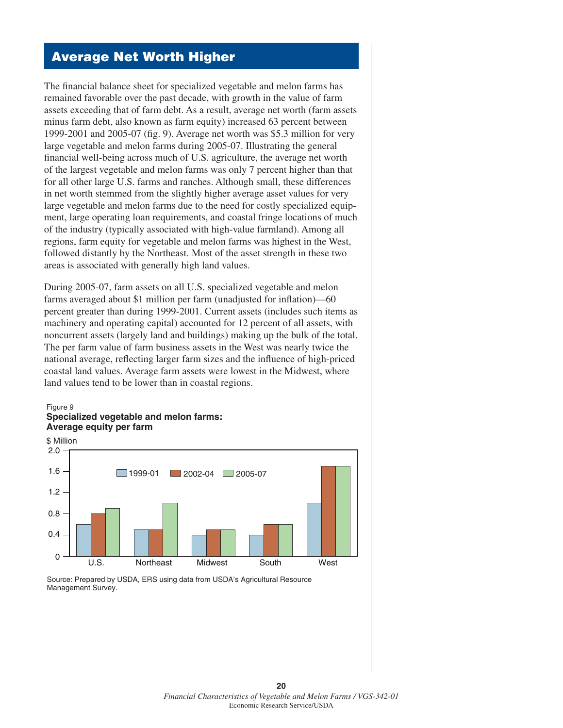## Average Net Worth Higher

The financial balance sheet for specialized vegetable and melon farms has remained favorable over the past decade, with growth in the value of farm assets exceeding that of farm debt. As a result, average net worth (farm assets minus farm debt, also known as farm equity) increased 63 percent between 1999-2001 and 2005-07 (fig. 9). Average net worth was $5.3 million for very large vegetable and melon farms during 2005-07. Illustrating the general financial well-being across much of U.S. agriculture, the average net worth of the largest vegetable and melon farms was only 7 percent higher than that for all other large U.S. farms and ranches. Although small, these differences in net worth stemmed from the slightly higher average asset values for very large vegetable and melon farms due to the need for costly specialized equipment, large operating loan requirements, and coastal fringe locations of much of the industry (typically associated with high-value farmland). Among all regions, farm equity for vegetable and melon farms was highest in the West, followed distantly by the Northeast. Most of the asset strength in these two areas is associated with generally high land values.

During 2005-07, farm assets on all U.S. specialized vegetable and melon farms averaged about $1 million per farm (unadjusted for inflation)—60 percent greater than during 1999-2001. Current assets (includes such items as machinery and operating capital) accounted for 12 percent of all assets, with noncurrent assets (largely land and buildings) making up the bulk of the total. The per farm value of farm business assets in the West was nearly twice the national average, reflecting larger farm sizes and the influence of high-priced coastal land values. Average farm assets were lowest in the Midwest, where land values tend to be lower than in coastal regions.

Figure 9
**Specialized vegetable and melon farms: Average equity per farm**

$ Million

| | 1999-01 | 2002-04 | 2005-07 |
|---|---|---|---|
| U.S. | 0.6 | 0.8 | 0.9 |
| Northeast | 0.5 | 0.5 | 1.0 |
| Midwest | 0.4 | 0.5 | 0.5 |
| South | 0.4 | 0.6 | 0.6 |
| West | 1.0 | 1.7 | 1.7 |

Source: Prepared by USDA, ERS using data from USDA's Agricultural Resource Management Survey.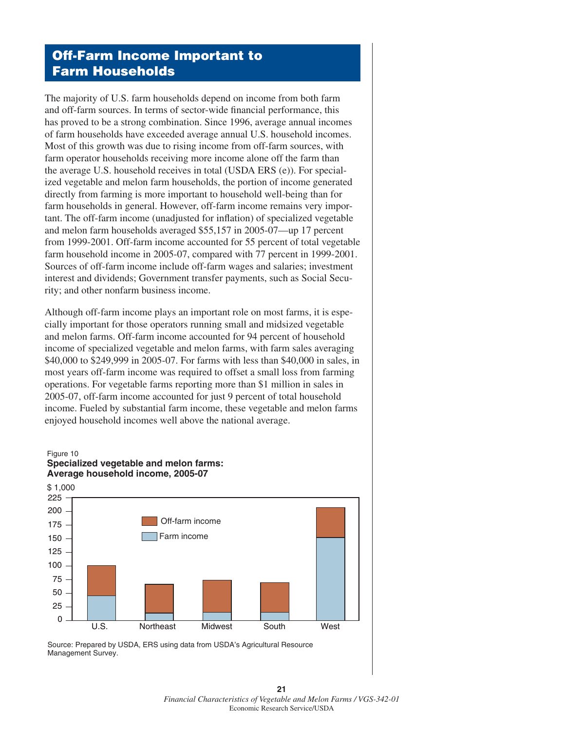# Off-Farm Income Important to Farm Households

The majority of U.S. farm households depend on income from both farm and off-farm sources. In terms of sector-wide financial performance, this has proved to be a strong combination. Since 1996, average annual incomes of farm households have exceeded average annual U.S. household incomes. Most of this growth was due to rising income from off-farm sources, with farm operator households receiving more income alone off the farm than the average U.S. household receives in total (USDA ERS (e)). For specialized vegetable and melon farm households, the portion of income generated directly from farming is more important to household well-being than for farm households in general. However, off-farm income remains very important. The off-farm income (unadjusted for inflation) of specialized vegetable and melon farm households averaged $55,157 in 2005-07—up 17 percent from 1999-2001. Off-farm income accounted for 55 percent of total vegetable farm household income in 2005-07, compared with 77 percent in 1999-2001. Sources of off-farm income include off-farm wages and salaries; investment interest and dividends; Government transfer payments, such as Social Security; and other nonfarm business income.

Although off-farm income plays an important role on most farms, it is especially important for those operators running small and midsized vegetable and melon farms. Off-farm income accounted for 94 percent of household income of specialized vegetable and melon farms, with farm sales averaging $40,000 to $249,999 in 2005-07. For farms with less than $40,000 in sales, in most years off-farm income was required to offset a small loss from farming operations. For vegetable farms reporting more than $1 million in sales in 2005-07, off-farm income accounted for just 9 percent of total household income. Fueled by substantial farm income, these vegetable and melon farms enjoyed household incomes well above the national average.

Figure 10
**Specialized vegetable and melon farms: Average household income, 2005-07**

Source: Prepared by USDA, ERS using data from USDA's Agricultural Resource Management Survey.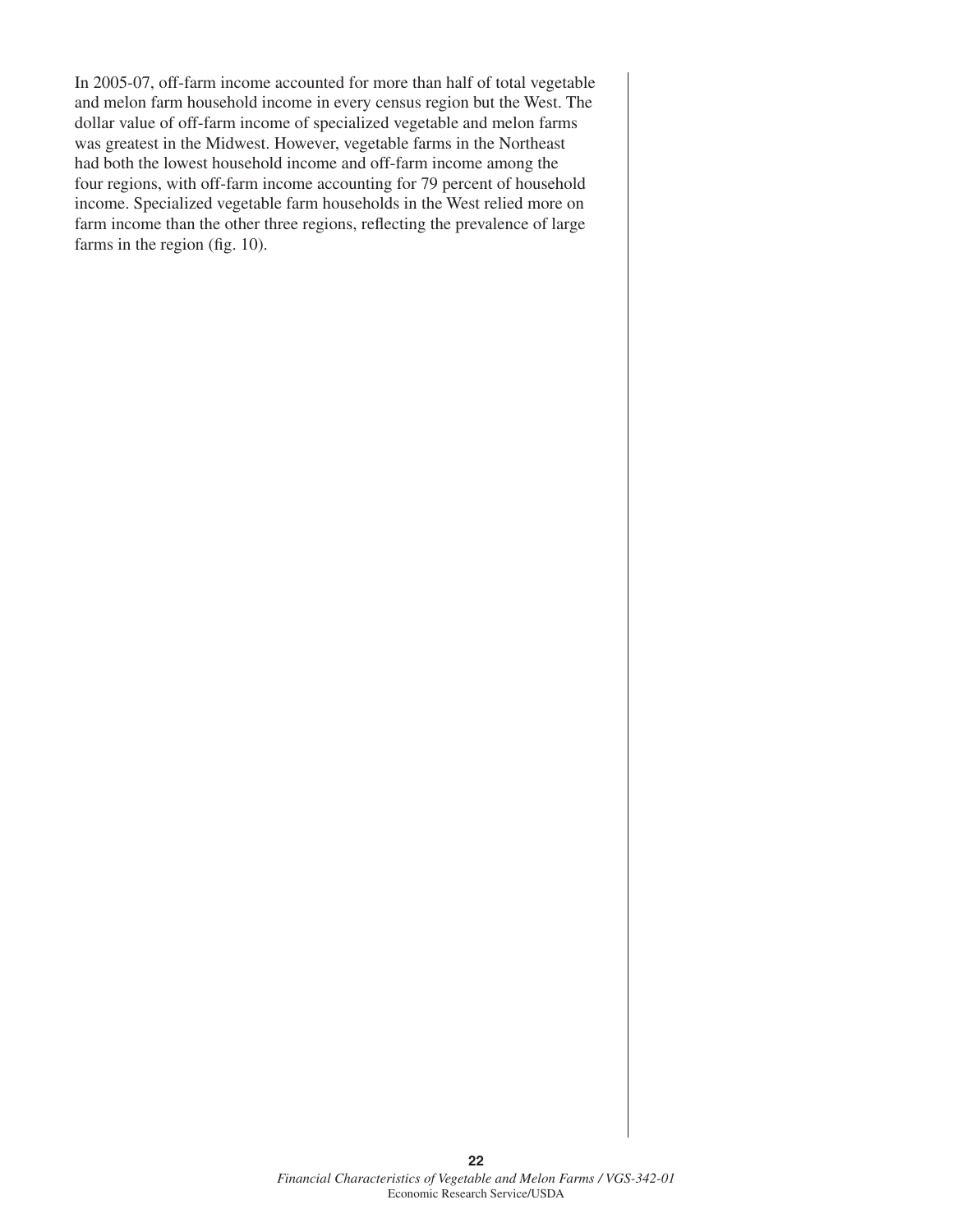In 2005-07, off-farm income accounted for more than half of total vegetable and melon farm household income in every census region but the West. The dollar value of off-farm income of specialized vegetable and melon farms was greatest in the Midwest. However, vegetable farms in the Northeast had both the lowest household income and off-farm income among the four regions, with off-farm income accounting for 79 percent of household income. Specialized vegetable farm households in the West relied more on farm income than the other three regions, reflecting the prevalence of large farms in the region (fig. 10).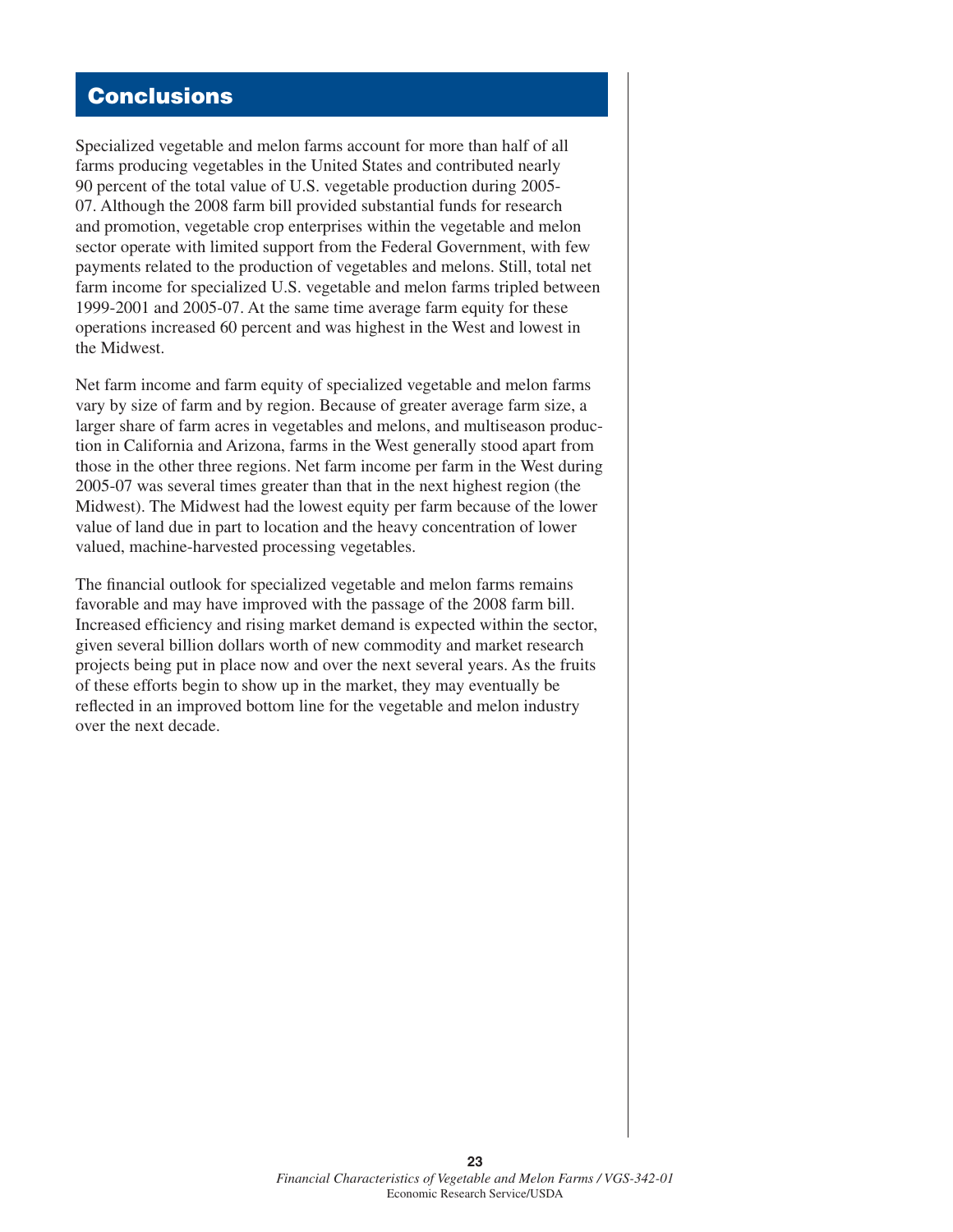# Conclusions

Specialized vegetable and melon farms account for more than half of all farms producing vegetables in the United States and contributed nearly 90 percent of the total value of U.S. vegetable production during 2005-07. Although the 2008 farm bill provided substantial funds for research and promotion, vegetable crop enterprises within the vegetable and melon sector operate with limited support from the Federal Government, with few payments related to the production of vegetables and melons. Still, total net farm income for specialized U.S. vegetable and melon farms tripled between 1999-2001 and 2005-07. At the same time average farm equity for these operations increased 60 percent and was highest in the West and lowest in the Midwest.

Net farm income and farm equity of specialized vegetable and melon farms vary by size of farm and by region. Because of greater average farm size, a larger share of farm acres in vegetables and melons, and multiseason production in California and Arizona, farms in the West generally stood apart from those in the other three regions. Net farm income per farm in the West during 2005-07 was several times greater than that in the next highest region (the Midwest). The Midwest had the lowest equity per farm because of the lower value of land due in part to location and the heavy concentration of lower valued, machine-harvested processing vegetables.

The financial outlook for specialized vegetable and melon farms remains favorable and may have improved with the passage of the 2008 farm bill. Increased efficiency and rising market demand is expected within the sector, given several billion dollars worth of new commodity and market research projects being put in place now and over the next several years. As the fruits of these efforts begin to show up in the market, they may eventually be reflected in an improved bottom line for the vegetable and melon industry over the next decade.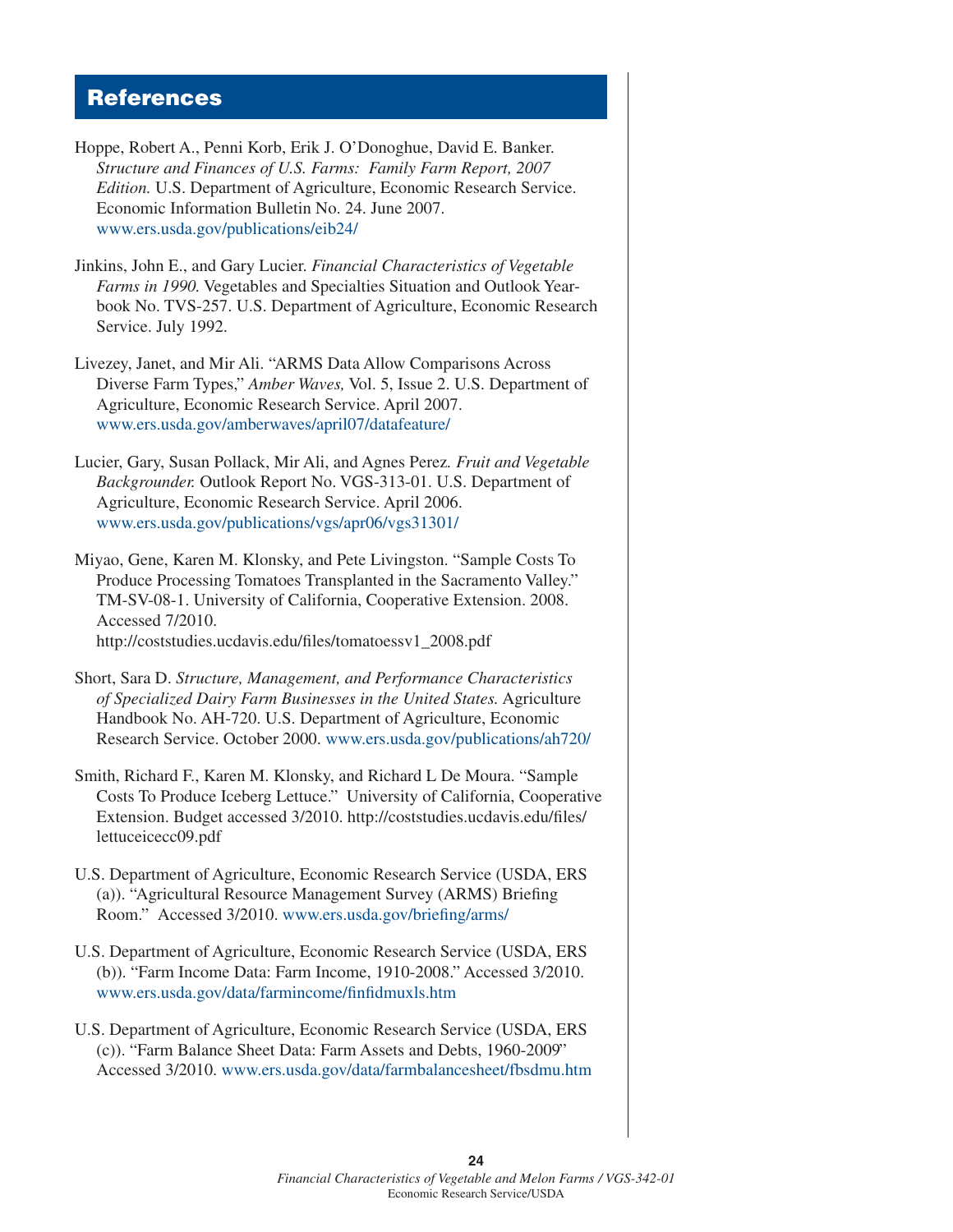## References

Hoppe, Robert A., Penni Korb, Erik J. O'Donoghue, David E. Banker. *Structure and Finances of U.S. Farms: Family Farm Report, 2007 Edition.* U.S. Department of Agriculture, Economic Research Service. Economic Information Bulletin No. 24. June 2007. www.ers.usda.gov/publications/eib24/

Jinkins, John E., and Gary Lucier. *Financial Characteristics of Vegetable Farms in 1990.* Vegetables and Specialties Situation and Outlook Yearbook No. TVS-257. U.S. Department of Agriculture, Economic Research Service. July 1992.

Livezey, Janet, and Mir Ali. "ARMS Data Allow Comparisons Across Diverse Farm Types," *Amber Waves,* Vol. 5, Issue 2. U.S. Department of Agriculture, Economic Research Service. April 2007. www.ers.usda.gov/amberwaves/april07/datafeature/

Lucier, Gary, Susan Pollack, Mir Ali, and Agnes Perez. *Fruit and Vegetable Backgrounder.* Outlook Report No. VGS-313-01. U.S. Department of Agriculture, Economic Research Service. April 2006. www.ers.usda.gov/publications/vgs/apr06/vgs31301/

Miyao, Gene, Karen M. Klonsky, and Pete Livingston. "Sample Costs To Produce Processing Tomatoes Transplanted in the Sacramento Valley." TM-SV-08-1. University of California, Cooperative Extension. 2008. Accessed 7/2010. http://coststudies.ucdavis.edu/files/tomatoessv1_2008.pdf

Short, Sara D. *Structure, Management, and Performance Characteristics of Specialized Dairy Farm Businesses in the United States.* Agriculture Handbook No. AH-720. U.S. Department of Agriculture, Economic Research Service. October 2000. www.ers.usda.gov/publications/ah720/

Smith, Richard F., Karen M. Klonsky, and Richard L De Moura. "Sample Costs To Produce Iceberg Lettuce." University of California, Cooperative Extension. Budget accessed 3/2010. http://coststudies.ucdavis.edu/files/lettuceicecc09.pdf

U.S. Department of Agriculture, Economic Research Service (USDA, ERS (a)). "Agricultural Resource Management Survey (ARMS) Briefing Room." Accessed 3/2010. www.ers.usda.gov/briefing/arms/

U.S. Department of Agriculture, Economic Research Service (USDA, ERS (b)). "Farm Income Data: Farm Income, 1910-2008." Accessed 3/2010. www.ers.usda.gov/data/farmincome/finfidmuxls.htm

U.S. Department of Agriculture, Economic Research Service (USDA, ERS (c)). "Farm Balance Sheet Data: Farm Assets and Debts, 1960-2009" Accessed 3/2010. www.ers.usda.gov/data/farmbalancesheet/fbsdmu.htm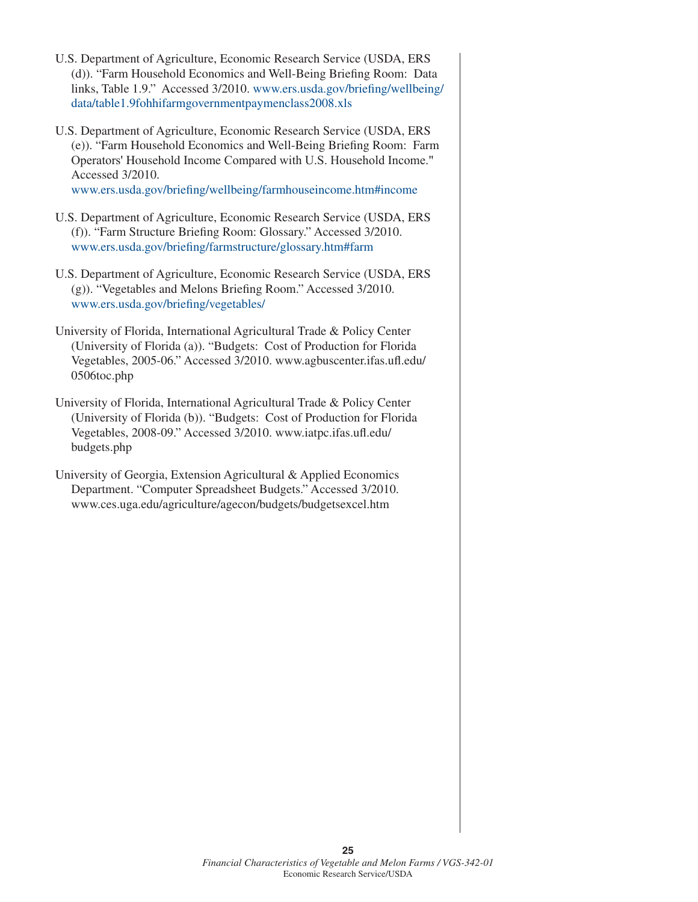U.S. Department of Agriculture, Economic Research Service (USDA, ERS (d)). "Farm Household Economics and Well-Being Briefing Room: Data links, Table 1.9." Accessed 3/2010. www.ers.usda.gov/briefing/wellbeing/data/table1.9fohhifarmgovernmentpaymenclass2008.xls

U.S. Department of Agriculture, Economic Research Service (USDA, ERS (e)). "Farm Household Economics and Well-Being Briefing Room: Farm Operators' Household Income Compared with U.S. Household Income." Accessed 3/2010. www.ers.usda.gov/briefing/wellbeing/farmhouseincome.htm#income

U.S. Department of Agriculture, Economic Research Service (USDA, ERS (f)). "Farm Structure Briefing Room: Glossary." Accessed 3/2010. www.ers.usda.gov/briefing/farmstructure/glossary.htm#farm

U.S. Department of Agriculture, Economic Research Service (USDA, ERS (g)). "Vegetables and Melons Briefing Room." Accessed 3/2010. www.ers.usda.gov/briefing/vegetables/

University of Florida, International Agricultural Trade & Policy Center (University of Florida (a)). "Budgets: Cost of Production for Florida Vegetables, 2005-06." Accessed 3/2010. www.agbuscenter.ifas.ufl.edu/0506toc.php

University of Florida, International Agricultural Trade & Policy Center (University of Florida (b)). "Budgets: Cost of Production for Florida Vegetables, 2008-09." Accessed 3/2010. www.iatpc.ifas.ufl.edu/budgets.php

University of Georgia, Extension Agricultural & Applied Economics Department. "Computer Spreadsheet Budgets." Accessed 3/2010. www.ces.uga.edu/agriculture/agecon/budgets/budgetsexcel.htm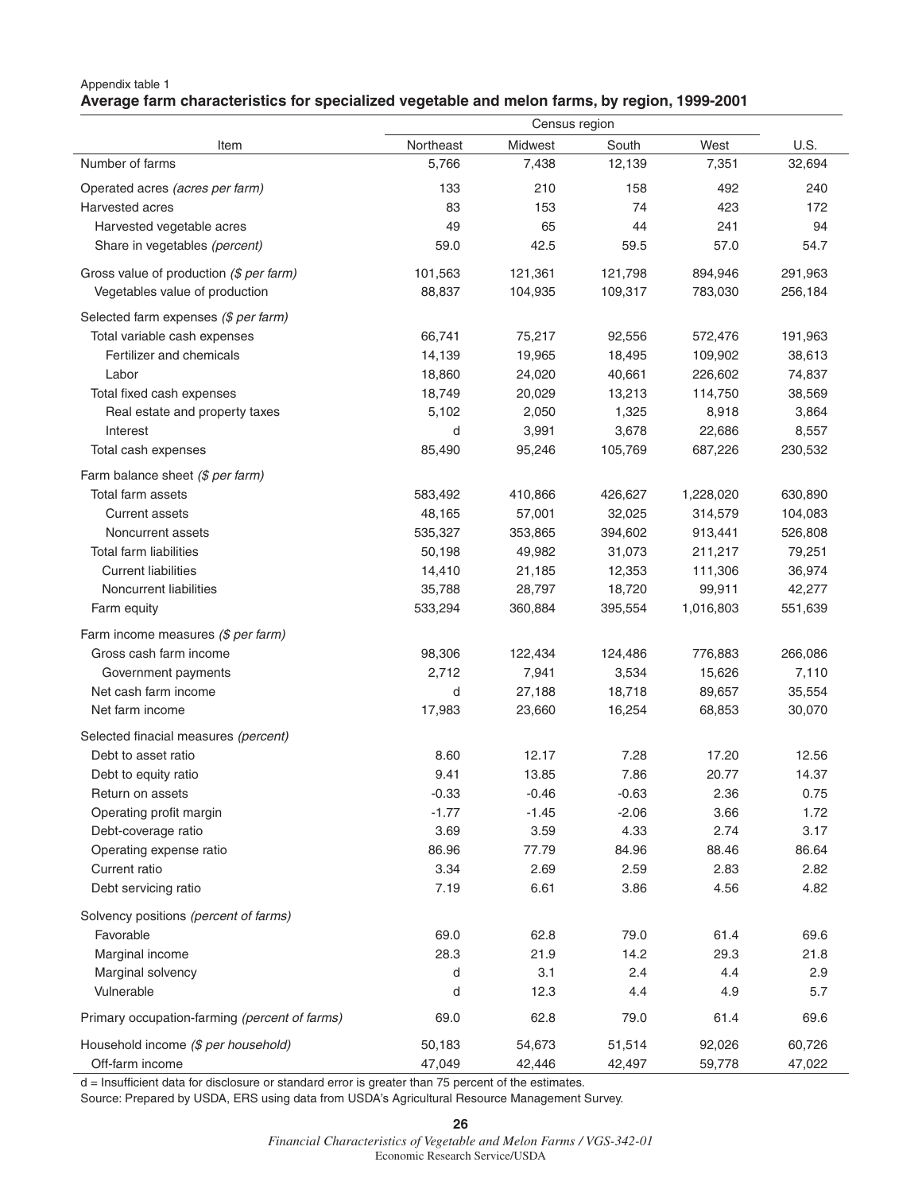Appendix table 1

**Average farm characteristics for specialized vegetable and melon farms, by region, 1999-2001**

| Item | Census region | | | | U.S. |
|---|---|---|---|---|---|
| | Northeast | Midwest | South | West | |
| Number of farms | 5,766 | 7,438 | 12,139 | 7,351 | 32,694 |
| Operated acres *(acres per farm)* | 133 | 210 | 158 | 492 | 240 |
| Harvested acres | 83 | 153 | 74 | 423 | 172 |
| Harvested vegetable acres | 49 | 65 | 44 | 241 | 94 |
| Share in vegetables *(percent)* | 59.0 | 42.5 | 59.5 | 57.0 | 54.7 |
| Gross value of production *($ per farm)* | 101,563 | 121,361 | 121,798 | 894,946 | 291,963 |
| Vegetables value of production | 88,837 | 104,935 | 109,317 | 783,030 | 256,184 |
| Selected farm expenses *($ per farm)* | | | | | |
| Total variable cash expenses | 66,741 | 75,217 | 92,556 | 572,476 | 191,963 |
| Fertilizer and chemicals | 14,139 | 19,965 | 18,495 | 109,902 | 38,613 |
| Labor | 18,860 | 24,020 | 40,661 | 226,602 | 74,837 |
| Total fixed cash expenses | 18,749 | 20,029 | 13,213 | 114,750 | 38,569 |
| Real estate and property taxes | 5,102 | 2,050 | 1,325 | 8,918 | 3,864 |
| Interest | d | 3,991 | 3,678 | 22,686 | 8,557 |
| Total cash expenses | 85,490 | 95,246 | 105,769 | 687,226 | 230,532 |
| Farm balance sheet *($ per farm)* | | | | | |
| Total farm assets | 583,492 | 410,866 | 426,627 | 1,228,020 | 630,890 |
| Current assets | 48,165 | 57,001 | 32,025 | 314,579 | 104,083 |
| Noncurrent assets | 535,327 | 353,865 | 394,602 | 913,441 | 526,808 |
| Total farm liabilities | 50,198 | 49,982 | 31,073 | 211,217 | 79,251 |
| Current liabilities | 14,410 | 21,185 | 12,353 | 111,306 | 36,974 |
| Noncurrent liabilities | 35,788 | 28,797 | 18,720 | 99,911 | 42,277 |
| Farm equity | 533,294 | 360,884 | 395,554 | 1,016,803 | 551,639 |
| Farm income measures *($ per farm)* | | | | | |
| Gross cash farm income | 98,306 | 122,434 | 124,486 | 776,883 | 266,086 |
| Government payments | 2,712 | 7,941 | 3,534 | 15,626 | 7,110 |
| Net cash farm income | d | 27,188 | 18,718 | 89,657 | 35,554 |
| Net farm income | 17,983 | 23,660 | 16,254 | 68,853 | 30,070 |
| Selected finacial measures *(percent)* | | | | | |
| Debt to asset ratio | 8.60 | 12.17 | 7.28 | 17.20 | 12.56 |
| Debt to equity ratio | 9.41 | 13.85 | 7.86 | 20.77 | 14.37 |
| Return on assets | -0.33 | -0.46 | -0.63 | 2.36 | 0.75 |
| Operating profit margin | -1.77 | -1.45 | -2.06 | 3.66 | 1.72 |
| Debt-coverage ratio | 3.69 | 3.59 | 4.33 | 2.74 | 3.17 |
| Operating expense ratio | 86.96 | 77.79 | 84.96 | 88.46 | 86.64 |
| Current ratio | 3.34 | 2.69 | 2.59 | 2.83 | 2.82 |
| Debt servicing ratio | 7.19 | 6.61 | 3.86 | 4.56 | 4.82 |
| Solvency positions *(percent of farms)* | | | | | |
| Favorable | 69.0 | 62.8 | 79.0 | 61.4 | 69.6 |
| Marginal income | 28.3 | 21.9 | 14.2 | 29.3 | 21.8 |
| Marginal solvency | d | 3.1 | 2.4 | 4.4 | 2.9 |
| Vulnerable | d | 12.3 | 4.4 | 4.9 | 5.7 |
| Primary occupation-farming *(percent of farms)* | 69.0 | 62.8 | 79.0 | 61.4 | 69.6 |
| Household income *($ per household)* | 50,183 | 54,673 | 51,514 | 92,026 | 60,726 |
| Off-farm income | 47,049 | 42,446 | 42,497 | 59,778 | 47,022 |

d = Insufficient data for disclosure or standard error is greater than 75 percent of the estimates.

Source: Prepared by USDA, ERS using data from USDA's Agricultural Resource Management Survey.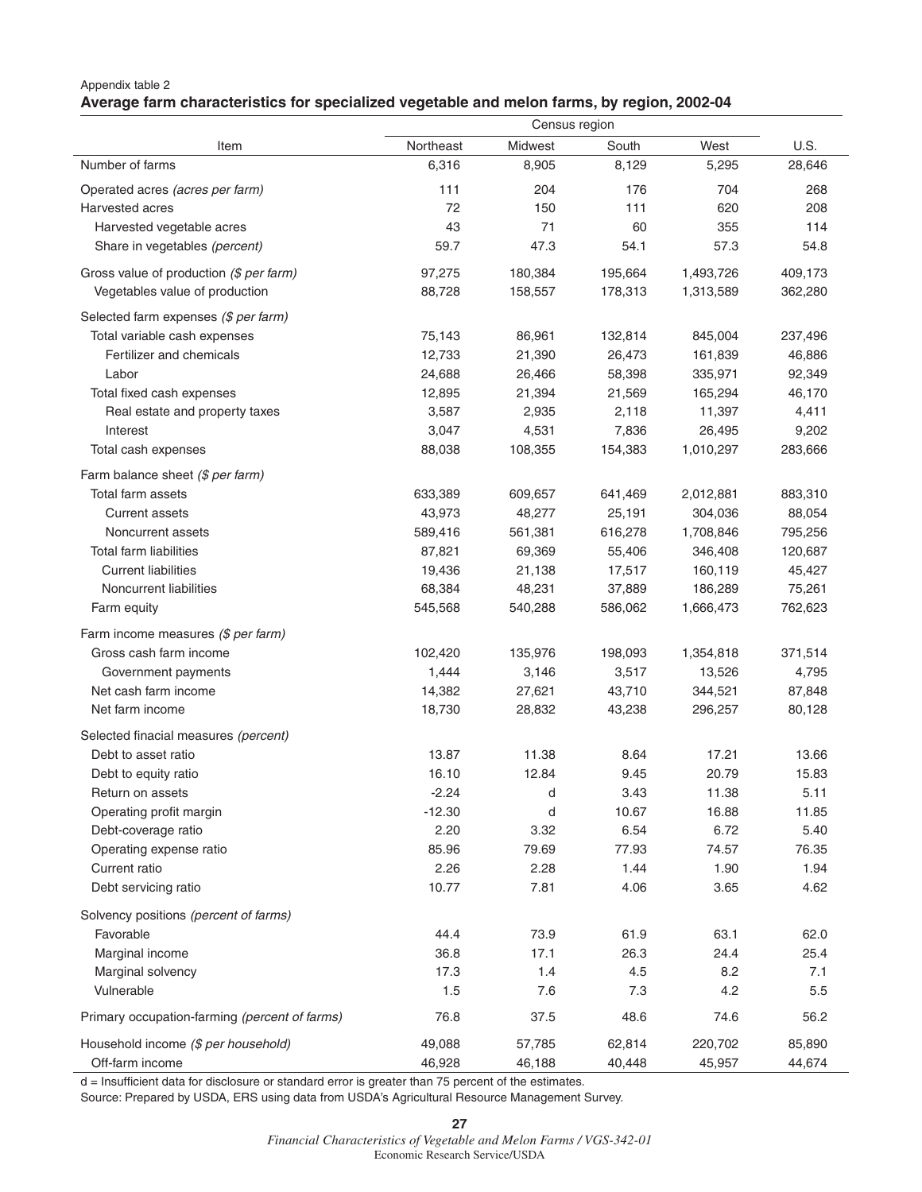Appendix table 2

**Average farm characteristics for specialized vegetable and melon farms, by region, 2002-04**

| Item | Census region | | | | U.S. |
|---|---|---|---|---|---|
| | Northeast | Midwest | South | West | |
| Number of farms | 6,316 | 8,905 | 8,129 | 5,295 | 28,646 |
| Operated acres *(acres per farm)* | 111 | 204 | 176 | 704 | 268 |
| Harvested acres | 72 | 150 | 111 | 620 | 208 |
| Harvested vegetable acres | 43 | 71 | 60 | 355 | 114 |
| Share in vegetables *(percent)* | 59.7 | 47.3 | 54.1 | 57.3 | 54.8 |
| Gross value of production *($ per farm)* | 97,275 | 180,384 | 195,664 | 1,493,726 | 409,173 |
| Vegetables value of production | 88,728 | 158,557 | 178,313 | 1,313,589 | 362,280 |
| Selected farm expenses *($ per farm)* | | | | | |
| Total variable cash expenses | 75,143 | 86,961 | 132,814 | 845,004 | 237,496 |
| Fertilizer and chemicals | 12,733 | 21,390 | 26,473 | 161,839 | 46,886 |
| Labor | 24,688 | 26,466 | 58,398 | 335,971 | 92,349 |
| Total fixed cash expenses | 12,895 | 21,394 | 21,569 | 165,294 | 46,170 |
| Real estate and property taxes | 3,587 | 2,935 | 2,118 | 11,397 | 4,411 |
| Interest | 3,047 | 4,531 | 7,836 | 26,495 | 9,202 |
| Total cash expenses | 88,038 | 108,355 | 154,383 | 1,010,297 | 283,666 |
| Farm balance sheet *($ per farm)* | | | | | |
| Total farm assets | 633,389 | 609,657 | 641,469 | 2,012,881 | 883,310 |
| Current assets | 43,973 | 48,277 | 25,191 | 304,036 | 88,054 |
| Noncurrent assets | 589,416 | 561,381 | 616,278 | 1,708,846 | 795,256 |
| Total farm liabilities | 87,821 | 69,369 | 55,406 | 346,408 | 120,687 |
| Current liabilities | 19,436 | 21,138 | 17,517 | 160,119 | 45,427 |
| Noncurrent liabilities | 68,384 | 48,231 | 37,889 | 186,289 | 75,261 |
| Farm equity | 545,568 | 540,288 | 586,062 | 1,666,473 | 762,623 |
| Farm income measures *($ per farm)* | | | | | |
| Gross cash farm income | 102,420 | 135,976 | 198,093 | 1,354,818 | 371,514 |
| Government payments | 1,444 | 3,146 | 3,517 | 13,526 | 4,795 |
| Net cash farm income | 14,382 | 27,621 | 43,710 | 344,521 | 87,848 |
| Net farm income | 18,730 | 28,832 | 43,238 | 296,257 | 80,128 |
| Selected finacial measures *(percent)* | | | | | |
| Debt to asset ratio | 13.87 | 11.38 | 8.64 | 17.21 | 13.66 |
| Debt to equity ratio | 16.10 | 12.84 | 9.45 | 20.79 | 15.83 |
| Return on assets | -2.24 | d | 3.43 | 11.38 | 5.11 |
| Operating profit margin | -12.30 | d | 10.67 | 16.88 | 11.85 |
| Debt-coverage ratio | 2.20 | 3.32 | 6.54 | 6.72 | 5.40 |
| Operating expense ratio | 85.96 | 79.69 | 77.93 | 74.57 | 76.35 |
| Current ratio | 2.26 | 2.28 | 1.44 | 1.90 | 1.94 |
| Debt servicing ratio | 10.77 | 7.81 | 4.06 | 3.65 | 4.62 |
| Solvency positions *(percent of farms)* | | | | | |
| Favorable | 44.4 | 73.9 | 61.9 | 63.1 | 62.0 |
| Marginal income | 36.8 | 17.1 | 26.3 | 24.4 | 25.4 |
| Marginal solvency | 17.3 | 1.4 | 4.5 | 8.2 | 7.1 |
| Vulnerable | 1.5 | 7.6 | 7.3 | 4.2 | 5.5 |
| Primary occupation-farming *(percent of farms)* | 76.8 | 37.5 | 48.6 | 74.6 | 56.2 |
| Household income *($ per household)* | 49,088 | 57,785 | 62,814 | 220,702 | 85,890 |
| Off-farm income | 46,928 | 46,188 | 40,448 | 45,957 | 44,674 |

d = Insufficient data for disclosure or standard error is greater than 75 percent of the estimates.

Source: Prepared by USDA, ERS using data from USDA's Agricultural Resource Management Survey.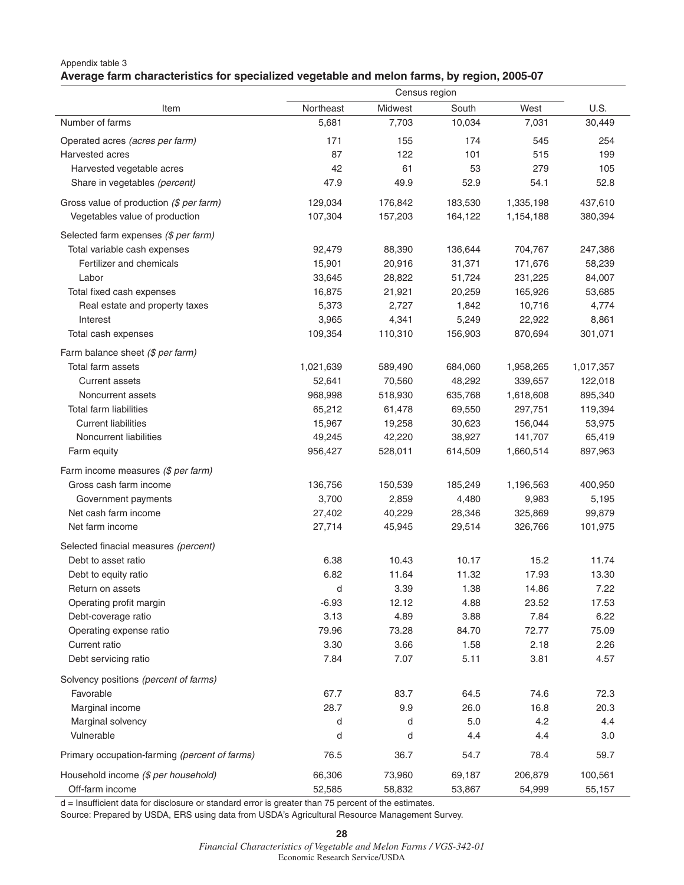Appendix table 3

**Average farm characteristics for specialized vegetable and melon farms, by region, 2005-07**

| Item | Census region | | | | U.S. |
|---|---|---|---|---|---|
| | Northeast | Midwest | South | West | |
| Number of farms | 5,681 | 7,703 | 10,034 | 7,031 | 30,449 |
| Operated acres *(acres per farm)* | 171 | 155 | 174 | 545 | 254 |
| Harvested acres | 87 | 122 | 101 | 515 | 199 |
| Harvested vegetable acres | 42 | 61 | 53 | 279 | 105 |
| Share in vegetables *(percent)* | 47.9 | 49.9 | 52.9 | 54.1 | 52.8 |
| Gross value of production *($ per farm)* | 129,034 | 176,842 | 183,530 | 1,335,198 | 437,610 |
| Vegetables value of production | 107,304 | 157,203 | 164,122 | 1,154,188 | 380,394 |
| Selected farm expenses *($ per farm)* | | | | | |
| Total variable cash expenses | 92,479 | 88,390 | 136,644 | 704,767 | 247,386 |
| Fertilizer and chemicals | 15,901 | 20,916 | 31,371 | 171,676 | 58,239 |
| Labor | 33,645 | 28,822 | 51,724 | 231,225 | 84,007 |
| Total fixed cash expenses | 16,875 | 21,921 | 20,259 | 165,926 | 53,685 |
| Real estate and property taxes | 5,373 | 2,727 | 1,842 | 10,716 | 4,774 |
| Interest | 3,965 | 4,341 | 5,249 | 22,922 | 8,861 |
| Total cash expenses | 109,354 | 110,310 | 156,903 | 870,694 | 301,071 |
| Farm balance sheet *($ per farm)* | | | | | |
| Total farm assets | 1,021,639 | 589,490 | 684,060 | 1,958,265 | 1,017,357 |
| Current assets | 52,641 | 70,560 | 48,292 | 339,657 | 122,018 |
| Noncurrent assets | 968,998 | 518,930 | 635,768 | 1,618,608 | 895,340 |
| Total farm liabilities | 65,212 | 61,478 | 69,550 | 297,751 | 119,394 |
| Current liabilities | 15,967 | 19,258 | 30,623 | 156,044 | 53,975 |
| Noncurrent liabilities | 49,245 | 42,220 | 38,927 | 141,707 | 65,419 |
| Farm equity | 956,427 | 528,011 | 614,509 | 1,660,514 | 897,963 |
| Farm income measures *($ per farm)* | | | | | |
| Gross cash farm income | 136,756 | 150,539 | 185,249 | 1,196,563 | 400,950 |
| Government payments | 3,700 | 2,859 | 4,480 | 9,983 | 5,195 |
| Net cash farm income | 27,402 | 40,229 | 28,346 | 325,869 | 99,879 |
| Net farm income | 27,714 | 45,945 | 29,514 | 326,766 | 101,975 |
| Selected finacial measures *(percent)* | | | | | |
| Debt to asset ratio | 6.38 | 10.43 | 10.17 | 15.2 | 11.74 |
| Debt to equity ratio | 6.82 | 11.64 | 11.32 | 17.93 | 13.30 |
| Return on assets | d | 3.39 | 1.38 | 14.86 | 7.22 |
| Operating profit margin | -6.93 | 12.12 | 4.88 | 23.52 | 17.53 |
| Debt-coverage ratio | 3.13 | 4.89 | 3.88 | 7.84 | 6.22 |
| Operating expense ratio | 79.96 | 73.28 | 84.70 | 72.77 | 75.09 |
| Current ratio | 3.30 | 3.66 | 1.58 | 2.18 | 2.26 |
| Debt servicing ratio | 7.84 | 7.07 | 5.11 | 3.81 | 4.57 |
| Solvency positions *(percent of farms)* | | | | | |
| Favorable | 67.7 | 83.7 | 64.5 | 74.6 | 72.3 |
| Marginal income | 28.7 | 9.9 | 26.0 | 16.8 | 20.3 |
| Marginal solvency | d | d | 5.0 | 4.2 | 4.4 |
| Vulnerable | d | d | 4.4 | 4.4 | 3.0 |
| Primary occupation-farming *(percent of farms)* | 76.5 | 36.7 | 54.7 | 78.4 | 59.7 |
| Household income *($ per household)* | 66,306 | 73,960 | 69,187 | 206,879 | 100,561 |
| Off-farm income | 52,585 | 58,832 | 53,867 | 54,999 | 55,157 |

d = Insufficient data for disclosure or standard error is greater than 75 percent of the estimates.

Source: Prepared by USDA, ERS using data from USDA's Agricultural Resource Management Survey.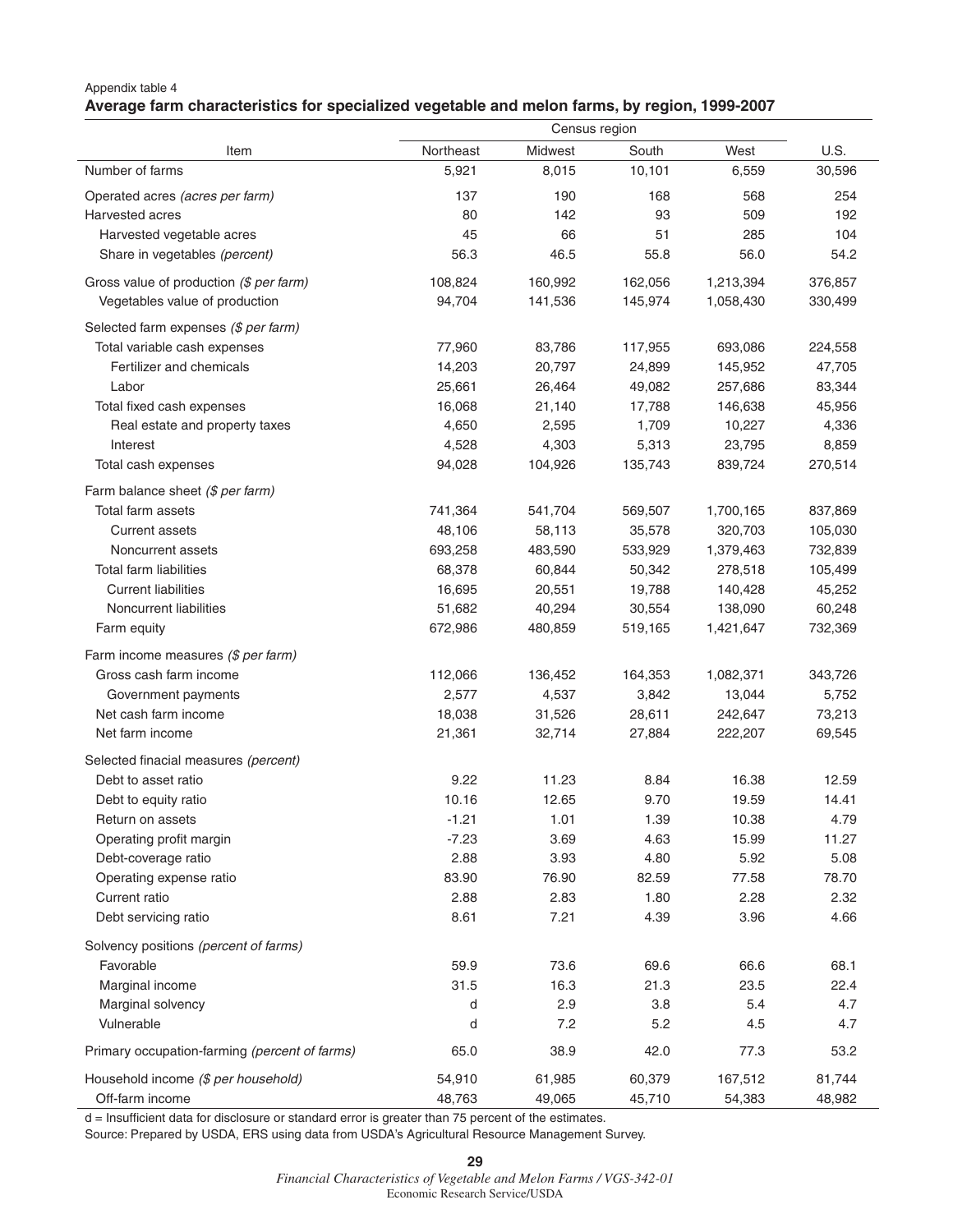Appendix table 4

**Average farm characteristics for specialized vegetable and melon farms, by region, 1999-2007**

| Item | Census region | | | | U.S. |
|---|---|---|---|---|---|
| | Northeast | Midwest | South | West | |
| Number of farms | 5,921 | 8,015 | 10,101 | 6,559 | 30,596 |
| Operated acres *(acres per farm)* | 137 | 190 | 168 | 568 | 254 |
| Harvested acres | 80 | 142 | 93 | 509 | 192 |
| Harvested vegetable acres | 45 | 66 | 51 | 285 | 104 |
| Share in vegetables *(percent)* | 56.3 | 46.5 | 55.8 | 56.0 | 54.2 |
| Gross value of production *($ per farm)* | 108,824 | 160,992 | 162,056 | 1,213,394 | 376,857 |
| Vegetables value of production | 94,704 | 141,536 | 145,974 | 1,058,430 | 330,499 |
| Selected farm expenses *($ per farm)* | | | | | |
| Total variable cash expenses | 77,960 | 83,786 | 117,955 | 693,086 | 224,558 |
| Fertilizer and chemicals | 14,203 | 20,797 | 24,899 | 145,952 | 47,705 |
| Labor | 25,661 | 26,464 | 49,082 | 257,686 | 83,344 |
| Total fixed cash expenses | 16,068 | 21,140 | 17,788 | 146,638 | 45,956 |
| Real estate and property taxes | 4,650 | 2,595 | 1,709 | 10,227 | 4,336 |
| Interest | 4,528 | 4,303 | 5,313 | 23,795 | 8,859 |
| Total cash expenses | 94,028 | 104,926 | 135,743 | 839,724 | 270,514 |
| Farm balance sheet *($ per farm)* | | | | | |
| Total farm assets | 741,364 | 541,704 | 569,507 | 1,700,165 | 837,869 |
| Current assets | 48,106 | 58,113 | 35,578 | 320,703 | 105,030 |
| Noncurrent assets | 693,258 | 483,590 | 533,929 | 1,379,463 | 732,839 |
| Total farm liabilities | 68,378 | 60,844 | 50,342 | 278,518 | 105,499 |
| Current liabilities | 16,695 | 20,551 | 19,788 | 140,428 | 45,252 |
| Noncurrent liabilities | 51,682 | 40,294 | 30,554 | 138,090 | 60,248 |
| Farm equity | 672,986 | 480,859 | 519,165 | 1,421,647 | 732,369 |
| Farm income measures *($ per farm)* | | | | | |
| Gross cash farm income | 112,066 | 136,452 | 164,353 | 1,082,371 | 343,726 |
| Government payments | 2,577 | 4,537 | 3,842 | 13,044 | 5,752 |
| Net cash farm income | 18,038 | 31,526 | 28,611 | 242,647 | 73,213 |
| Net farm income | 21,361 | 32,714 | 27,884 | 222,207 | 69,545 |
| Selected finacial measures *(percent)* | | | | | |
| Debt to asset ratio | 9.22 | 11.23 | 8.84 | 16.38 | 12.59 |
| Debt to equity ratio | 10.16 | 12.65 | 9.70 | 19.59 | 14.41 |
| Return on assets | -1.21 | 1.01 | 1.39 | 10.38 | 4.79 |
| Operating profit margin | -7.23 | 3.69 | 4.63 | 15.99 | 11.27 |
| Debt-coverage ratio | 2.88 | 3.93 | 4.80 | 5.92 | 5.08 |
| Operating expense ratio | 83.90 | 76.90 | 82.59 | 77.58 | 78.70 |
| Current ratio | 2.88 | 2.83 | 1.80 | 2.28 | 2.32 |
| Debt servicing ratio | 8.61 | 7.21 | 4.39 | 3.96 | 4.66 |
| Solvency positions *(percent of farms)* | | | | | |
| Favorable | 59.9 | 73.6 | 69.6 | 66.6 | 68.1 |
| Marginal income | 31.5 | 16.3 | 21.3 | 23.5 | 22.4 |
| Marginal solvency | d | 2.9 | 3.8 | 5.4 | 4.7 |
| Vulnerable | d | 7.2 | 5.2 | 4.5 | 4.7 |
| Primary occupation-farming *(percent of farms)* | 65.0 | 38.9 | 42.0 | 77.3 | 53.2 |
| Household income *($ per household)* | 54,910 | 61,985 | 60,379 | 167,512 | 81,744 |
| Off-farm income | 48,763 | 49,065 | 45,710 | 54,383 | 48,982 |

d = Insufficient data for disclosure or standard error is greater than 75 percent of the estimates.

Source: Prepared by USDA, ERS using data from USDA's Agricultural Resource Management Survey.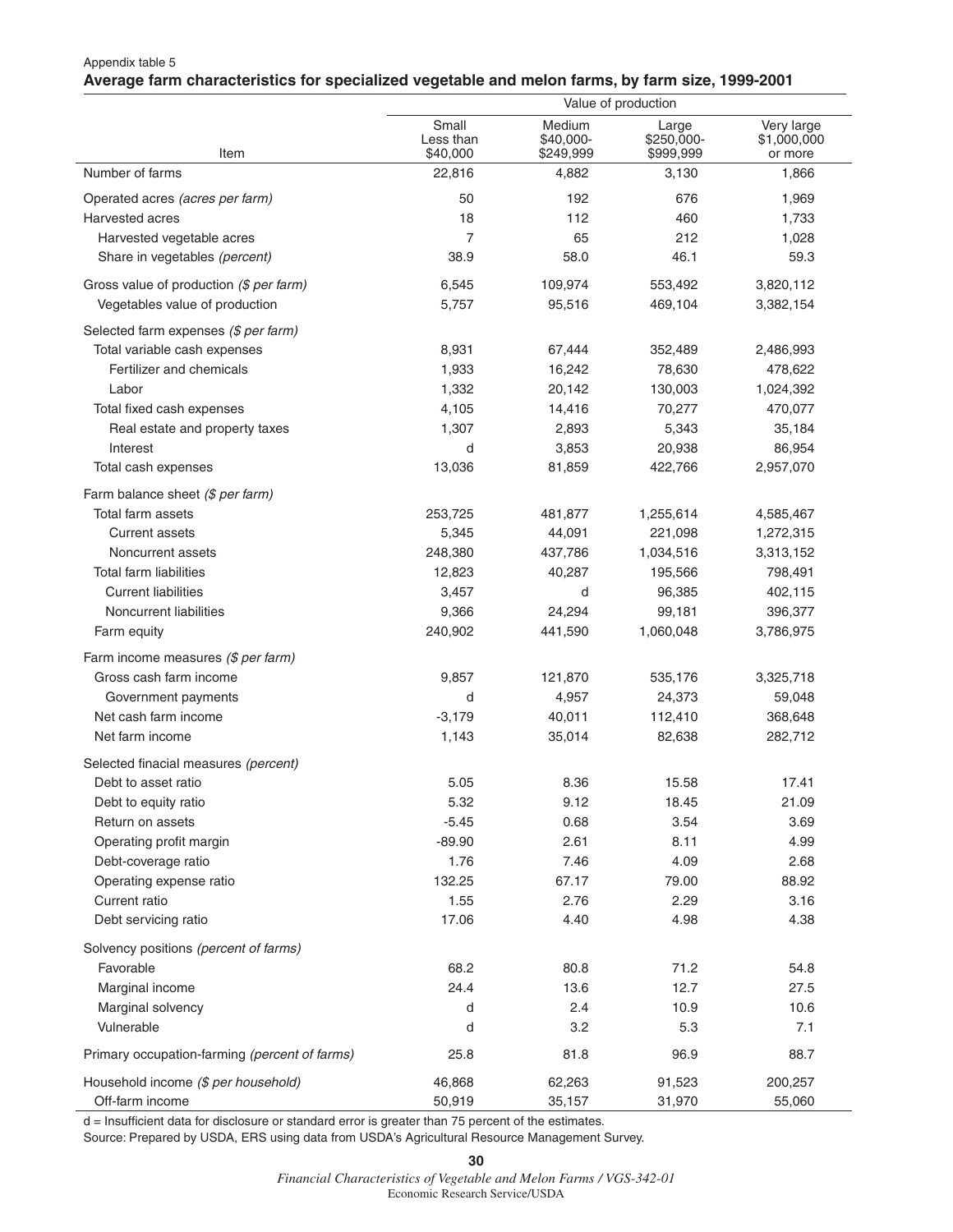Appendix table 5

**Average farm characteristics for specialized vegetable and melon farms, by farm size, 1999-2001**

| Item | Value of production | | | |
|---|---|---|---|---|
| | Small Less than $40,000 | Medium $40,000-$249,999 | Large $250,000-$999,999 | Very large $1,000,000 or more |
| Number of farms | 22,816 | 4,882 | 3,130 | 1,866 |
| Operated acres *(acres per farm)* | 50 | 192 | 676 | 1,969 |
| Harvested acres | 18 | 112 | 460 | 1,733 |
| Harvested vegetable acres | 7 | 65 | 212 | 1,028 |
| Share in vegetables *(percent)* | 38.9 | 58.0 | 46.1 | 59.3 |
| Gross value of production *($ per farm)* | 6,545 | 109,974 | 553,492 | 3,820,112 |
| Vegetables value of production | 5,757 | 95,516 | 469,104 | 3,382,154 |
| Selected farm expenses *($ per farm)* | | | | |
| Total variable cash expenses | 8,931 | 67,444 | 352,489 | 2,486,993 |
| Fertilizer and chemicals | 1,933 | 16,242 | 78,630 | 478,622 |
| Labor | 1,332 | 20,142 | 130,003 | 1,024,392 |
| Total fixed cash expenses | 4,105 | 14,416 | 70,277 | 470,077 |
| Real estate and property taxes | 1,307 | 2,893 | 5,343 | 35,184 |
| Interest | d | 3,853 | 20,938 | 86,954 |
| Total cash expenses | 13,036 | 81,859 | 422,766 | 2,957,070 |
| Farm balance sheet *($ per farm)* | | | | |
| Total farm assets | 253,725 | 481,877 | 1,255,614 | 4,585,467 |
| Current assets | 5,345 | 44,091 | 221,098 | 1,272,315 |
| Noncurrent assets | 248,380 | 437,786 | 1,034,516 | 3,313,152 |
| Total farm liabilities | 12,823 | 40,287 | 195,566 | 798,491 |
| Current liabilities | 3,457 | d | 96,385 | 402,115 |
| Noncurrent liabilities | 9,366 | 24,294 | 99,181 | 396,377 |
| Farm equity | 240,902 | 441,590 | 1,060,048 | 3,786,975 |
| Farm income measures *($ per farm)* | | | | |
| Gross cash farm income | 9,857 | 121,870 | 535,176 | 3,325,718 |
| Government payments | d | 4,957 | 24,373 | 59,048 |
| Net cash farm income | -3,179 | 40,011 | 112,410 | 368,648 |
| Net farm income | 1,143 | 35,014 | 82,638 | 282,712 |
| Selected finacial measures *(percent)* | | | | |
| Debt to asset ratio | 5.05 | 8.36 | 15.58 | 17.41 |
| Debt to equity ratio | 5.32 | 9.12 | 18.45 | 21.09 |
| Return on assets | -5.45 | 0.68 | 3.54 | 3.69 |
| Operating profit margin | -89.90 | 2.61 | 8.11 | 4.99 |
| Debt-coverage ratio | 1.76 | 7.46 | 4.09 | 2.68 |
| Operating expense ratio | 132.25 | 67.17 | 79.00 | 88.92 |
| Current ratio | 1.55 | 2.76 | 2.29 | 3.16 |
| Debt servicing ratio | 17.06 | 4.40 | 4.98 | 4.38 |
| Solvency positions *(percent of farms)* | | | | |
| Favorable | 68.2 | 80.8 | 71.2 | 54.8 |
| Marginal income | 24.4 | 13.6 | 12.7 | 27.5 |
| Marginal solvency | d | 2.4 | 10.9 | 10.6 |
| Vulnerable | d | 3.2 | 5.3 | 7.1 |
| Primary occupation-farming *(percent of farms)* | 25.8 | 81.8 | 96.9 | 88.7 |
| Household income *($ per household)* | 46,868 | 62,263 | 91,523 | 200,257 |
| Off-farm income | 50,919 | 35,157 | 31,970 | 55,060 |

d = Insufficient data for disclosure or standard error is greater than 75 percent of the estimates.

Source: Prepared by USDA, ERS using data from USDA's Agricultural Resource Management Survey.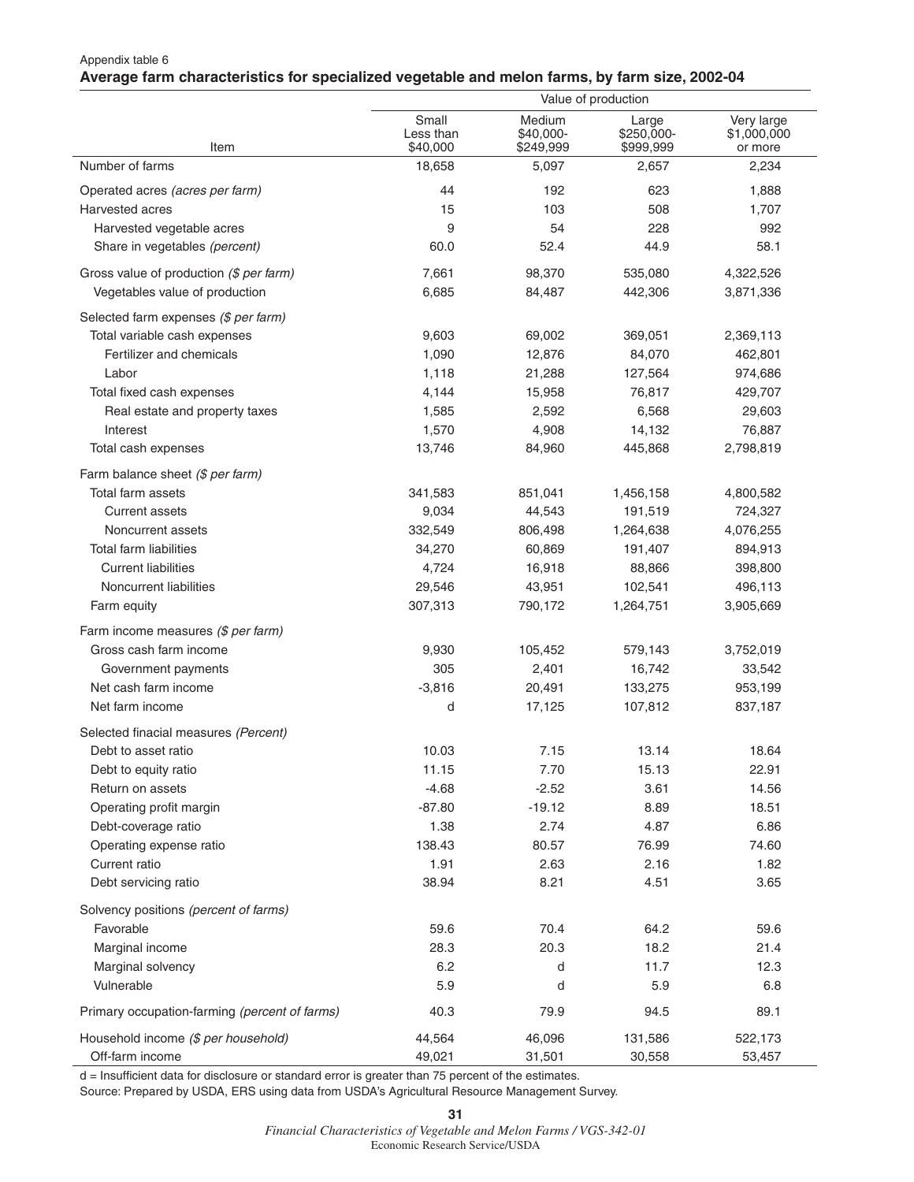Appendix table 6

**Average farm characteristics for specialized vegetable and melon farms, by farm size, 2002-04**

| Item | Value of production | | | |
|---|---|---|---|---|
| | Small Less than $40,000 | Medium $40,000-$249,999 | Large $250,000-$999,999 | Very large $1,000,000 or more |
| Number of farms | 18,658 | 5,097 | 2,657 | 2,234 |
| Operated acres *(acres per farm)* | 44 | 192 | 623 | 1,888 |
| Harvested acres | 15 | 103 | 508 | 1,707 |
| Harvested vegetable acres | 9 | 54 | 228 | 992 |
| Share in vegetables *(percent)* | 60.0 | 52.4 | 44.9 | 58.1 |
| Gross value of production *($ per farm)* | 7,661 | 98,370 | 535,080 | 4,322,526 |
| Vegetables value of production | 6,685 | 84,487 | 442,306 | 3,871,336 |
| Selected farm expenses *($ per farm)* | | | | |
| Total variable cash expenses | 9,603 | 69,002 | 369,051 | 2,369,113 |
| Fertilizer and chemicals | 1,090 | 12,876 | 84,070 | 462,801 |
| Labor | 1,118 | 21,288 | 127,564 | 974,686 |
| Total fixed cash expenses | 4,144 | 15,958 | 76,817 | 429,707 |
| Real estate and property taxes | 1,585 | 2,592 | 6,568 | 29,603 |
| Interest | 1,570 | 4,908 | 14,132 | 76,887 |
| Total cash expenses | 13,746 | 84,960 | 445,868 | 2,798,819 |
| Farm balance sheet *($ per farm)* | | | | |
| Total farm assets | 341,583 | 851,041 | 1,456,158 | 4,800,582 |
| Current assets | 9,034 | 44,543 | 191,519 | 724,327 |
| Noncurrent assets | 332,549 | 806,498 | 1,264,638 | 4,076,255 |
| Total farm liabilities | 34,270 | 60,869 | 191,407 | 894,913 |
| Current liabilities | 4,724 | 16,918 | 88,866 | 398,800 |
| Noncurrent liabilities | 29,546 | 43,951 | 102,541 | 496,113 |
| Farm equity | 307,313 | 790,172 | 1,264,751 | 3,905,669 |
| Farm income measures *($ per farm)* | | | | |
| Gross cash farm income | 9,930 | 105,452 | 579,143 | 3,752,019 |
| Government payments | 305 | 2,401 | 16,742 | 33,542 |
| Net cash farm income | -3,816 | 20,491 | 133,275 | 953,199 |
| Net farm income | d | 17,125 | 107,812 | 837,187 |
| Selected finacial measures *(Percent)* | | | | |
| Debt to asset ratio | 10.03 | 7.15 | 13.14 | 18.64 |
| Debt to equity ratio | 11.15 | 7.70 | 15.13 | 22.91 |
| Return on assets | -4.68 | -2.52 | 3.61 | 14.56 |
| Operating profit margin | -87.80 | -19.12 | 8.89 | 18.51 |
| Debt-coverage ratio | 1.38 | 2.74 | 4.87 | 6.86 |
| Operating expense ratio | 138.43 | 80.57 | 76.99 | 74.60 |
| Current ratio | 1.91 | 2.63 | 2.16 | 1.82 |
| Debt servicing ratio | 38.94 | 8.21 | 4.51 | 3.65 |
| Solvency positions *(percent of farms)* | | | | |
| Favorable | 59.6 | 70.4 | 64.2 | 59.6 |
| Marginal income | 28.3 | 20.3 | 18.2 | 21.4 |
| Marginal solvency | 6.2 | d | 11.7 | 12.3 |
| Vulnerable | 5.9 | d | 5.9 | 6.8 |
| Primary occupation-farming *(percent of farms)* | 40.3 | 79.9 | 94.5 | 89.1 |
| Household income *($ per household)* | 44,564 | 46,096 | 131,586 | 522,173 |
| Off-farm income | 49,021 | 31,501 | 30,558 | 53,457 |

d = Insufficient data for disclosure or standard error is greater than 75 percent of the estimates.

Source: Prepared by USDA, ERS using data from USDA's Agricultural Resource Management Survey.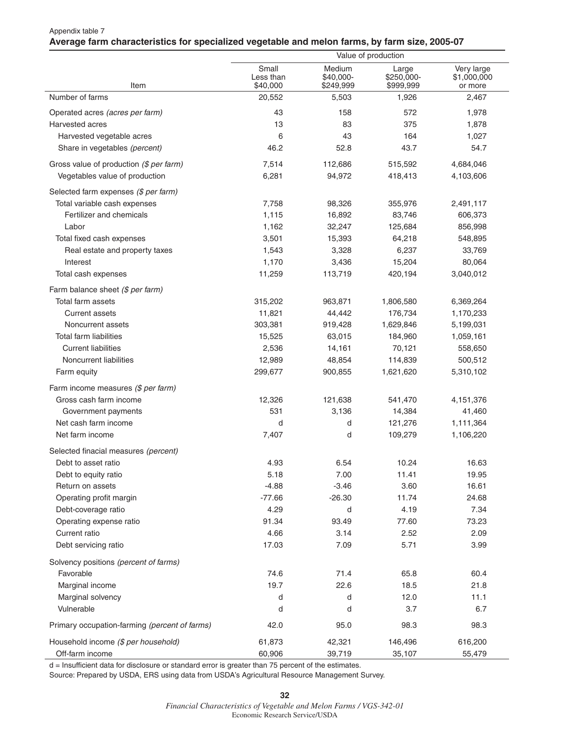Appendix table 7

**Average farm characteristics for specialized vegetable and melon farms, by farm size, 2005-07**

| Item | Value of production | | | |
|---|---|---|---|---|
| | Small Less than $40,000 | Medium $40,000-$249,999 | Large $250,000-$999,999 | Very large $1,000,000 or more |
| Number of farms | 20,552 | 5,503 | 1,926 | 2,467 |
| Operated acres *(acres per farm)* | 43 | 158 | 572 | 1,978 |
| Harvested acres | 13 | 83 | 375 | 1,878 |
| Harvested vegetable acres | 6 | 43 | 164 | 1,027 |
| Share in vegetables *(percent)* | 46.2 | 52.8 | 43.7 | 54.7 |
| Gross value of production *($ per farm)* | 7,514 | 112,686 | 515,592 | 4,684,046 |
| Vegetables value of production | 6,281 | 94,972 | 418,413 | 4,103,606 |
| Selected farm expenses *($ per farm)* | | | | |
| Total variable cash expenses | 7,758 | 98,326 | 355,976 | 2,491,117 |
| Fertilizer and chemicals | 1,115 | 16,892 | 83,746 | 606,373 |
| Labor | 1,162 | 32,247 | 125,684 | 856,998 |
| Total fixed cash expenses | 3,501 | 15,393 | 64,218 | 548,895 |
| Real estate and property taxes | 1,543 | 3,328 | 6,237 | 33,769 |
| Interest | 1,170 | 3,436 | 15,204 | 80,064 |
| Total cash expenses | 11,259 | 113,719 | 420,194 | 3,040,012 |
| Farm balance sheet *($ per farm)* | | | | |
| Total farm assets | 315,202 | 963,871 | 1,806,580 | 6,369,264 |
| Current assets | 11,821 | 44,442 | 176,734 | 1,170,233 |
| Noncurrent assets | 303,381 | 919,428 | 1,629,846 | 5,199,031 |
| Total farm liabilities | 15,525 | 63,015 | 184,960 | 1,059,161 |
| Current liabilities | 2,536 | 14,161 | 70,121 | 558,650 |
| Noncurrent liabilities | 12,989 | 48,854 | 114,839 | 500,512 |
| Farm equity | 299,677 | 900,855 | 1,621,620 | 5,310,102 |
| Farm income measures *($ per farm)* | | | | |
| Gross cash farm income | 12,326 | 121,638 | 541,470 | 4,151,376 |
| Government payments | 531 | 3,136 | 14,384 | 41,460 |
| Net cash farm income | d | d | 121,276 | 1,111,364 |
| Net farm income | 7,407 | d | 109,279 | 1,106,220 |
| Selected finacial measures *(percent)* | | | | |
| Debt to asset ratio | 4.93 | 6.54 | 10.24 | 16.63 |
| Debt to equity ratio | 5.18 | 7.00 | 11.41 | 19.95 |
| Return on assets | -4.88 | -3.46 | 3.60 | 16.61 |
| Operating profit margin | -77.66 | -26.30 | 11.74 | 24.68 |
| Debt-coverage ratio | 4.29 | d | 4.19 | 7.34 |
| Operating expense ratio | 91.34 | 93.49 | 77.60 | 73.23 |
| Current ratio | 4.66 | 3.14 | 2.52 | 2.09 |
| Debt servicing ratio | 17.03 | 7.09 | 5.71 | 3.99 |
| Solvency positions *(percent of farms)* | | | | |
| Favorable | 74.6 | 71.4 | 65.8 | 60.4 |
| Marginal income | 19.7 | 22.6 | 18.5 | 21.8 |
| Marginal solvency | d | d | 12.0 | 11.1 |
| Vulnerable | d | d | 3.7 | 6.7 |
| Primary occupation-farming *(percent of farms)* | 42.0 | 95.0 | 98.3 | 98.3 |
| Household income *($ per household)* | 61,873 | 42,321 | 146,496 | 616,200 |
| Off-farm income | 60,906 | 39,719 | 35,107 | 55,479 |

d = Insufficient data for disclosure or standard error is greater than 75 percent of the estimates.

Source: Prepared by USDA, ERS using data from USDA's Agricultural Resource Management Survey.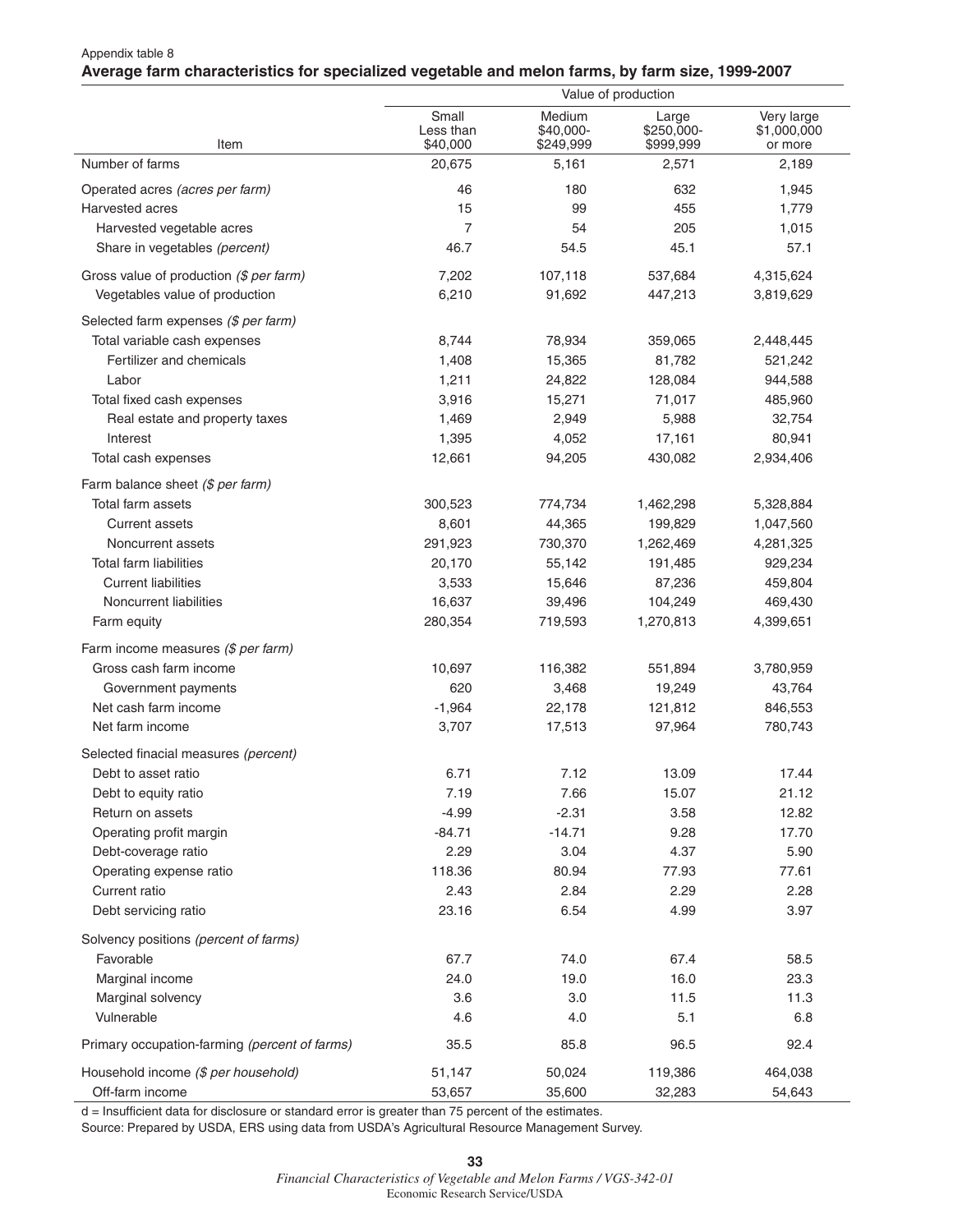Appendix table 8

**Average farm characteristics for specialized vegetable and melon farms, by farm size, 1999-2007**

| Item | Value of production | | | |
|---|---|---|---|---|
| | Small Less than $40,000 | Medium $40,000-$249,999 | Large $250,000-$999,999 | Very large $1,000,000 or more |
| Number of farms | 20,675 | 5,161 | 2,571 | 2,189 |
| Operated acres *(acres per farm)* | 46 | 180 | 632 | 1,945 |
| Harvested acres | 15 | 99 | 455 | 1,779 |
| Harvested vegetable acres | 7 | 54 | 205 | 1,015 |
| Share in vegetables *(percent)* | 46.7 | 54.5 | 45.1 | 57.1 |
| Gross value of production *($ per farm)* | 7,202 | 107,118 | 537,684 | 4,315,624 |
| Vegetables value of production | 6,210 | 91,692 | 447,213 | 3,819,629 |
| Selected farm expenses *($ per farm)* | | | | |
| Total variable cash expenses | 8,744 | 78,934 | 359,065 | 2,448,445 |
| Fertilizer and chemicals | 1,408 | 15,365 | 81,782 | 521,242 |
| Labor | 1,211 | 24,822 | 128,084 | 944,588 |
| Total fixed cash expenses | 3,916 | 15,271 | 71,017 | 485,960 |
| Real estate and property taxes | 1,469 | 2,949 | 5,988 | 32,754 |
| Interest | 1,395 | 4,052 | 17,161 | 80,941 |
| Total cash expenses | 12,661 | 94,205 | 430,082 | 2,934,406 |
| Farm balance sheet *($ per farm)* | | | | |
| Total farm assets | 300,523 | 774,734 | 1,462,298 | 5,328,884 |
| Current assets | 8,601 | 44,365 | 199,829 | 1,047,560 |
| Noncurrent assets | 291,923 | 730,370 | 1,262,469 | 4,281,325 |
| Total farm liabilities | 20,170 | 55,142 | 191,485 | 929,234 |
| Current liabilities | 3,533 | 15,646 | 87,236 | 459,804 |
| Noncurrent liabilities | 16,637 | 39,496 | 104,249 | 469,430 |
| Farm equity | 280,354 | 719,593 | 1,270,813 | 4,399,651 |
| Farm income measures *($ per farm)* | | | | |
| Gross cash farm income | 10,697 | 116,382 | 551,894 | 3,780,959 |
| Government payments | 620 | 3,468 | 19,249 | 43,764 |
| Net cash farm income | -1,964 | 22,178 | 121,812 | 846,553 |
| Net farm income | 3,707 | 17,513 | 97,964 | 780,743 |
| Selected finacial measures *(percent)* | | | | |
| Debt to asset ratio | 6.71 | 7.12 | 13.09 | 17.44 |
| Debt to equity ratio | 7.19 | 7.66 | 15.07 | 21.12 |
| Return on assets | -4.99 | -2.31 | 3.58 | 12.82 |
| Operating profit margin | -84.71 | -14.71 | 9.28 | 17.70 |
| Debt-coverage ratio | 2.29 | 3.04 | 4.37 | 5.90 |
| Operating expense ratio | 118.36 | 80.94 | 77.93 | 77.61 |
| Current ratio | 2.43 | 2.84 | 2.29 | 2.28 |
| Debt servicing ratio | 23.16 | 6.54 | 4.99 | 3.97 |
| Solvency positions *(percent of farms)* | | | | |
| Favorable | 67.7 | 74.0 | 67.4 | 58.5 |
| Marginal income | 24.0 | 19.0 | 16.0 | 23.3 |
| Marginal solvency | 3.6 | 3.0 | 11.5 | 11.3 |
| Vulnerable | 4.6 | 4.0 | 5.1 | 6.8 |
| Primary occupation-farming *(percent of farms)* | 35.5 | 85.8 | 96.5 | 92.4 |
| Household income *($ per household)* | 51,147 | 50,024 | 119,386 | 464,038 |
| Off-farm income | 53,657 | 35,600 | 32,283 | 54,643 |

d = Insufficient data for disclosure or standard error is greater than 75 percent of the estimates.

Source: Prepared by USDA, ERS using data from USDA's Agricultural Resource Management Survey.